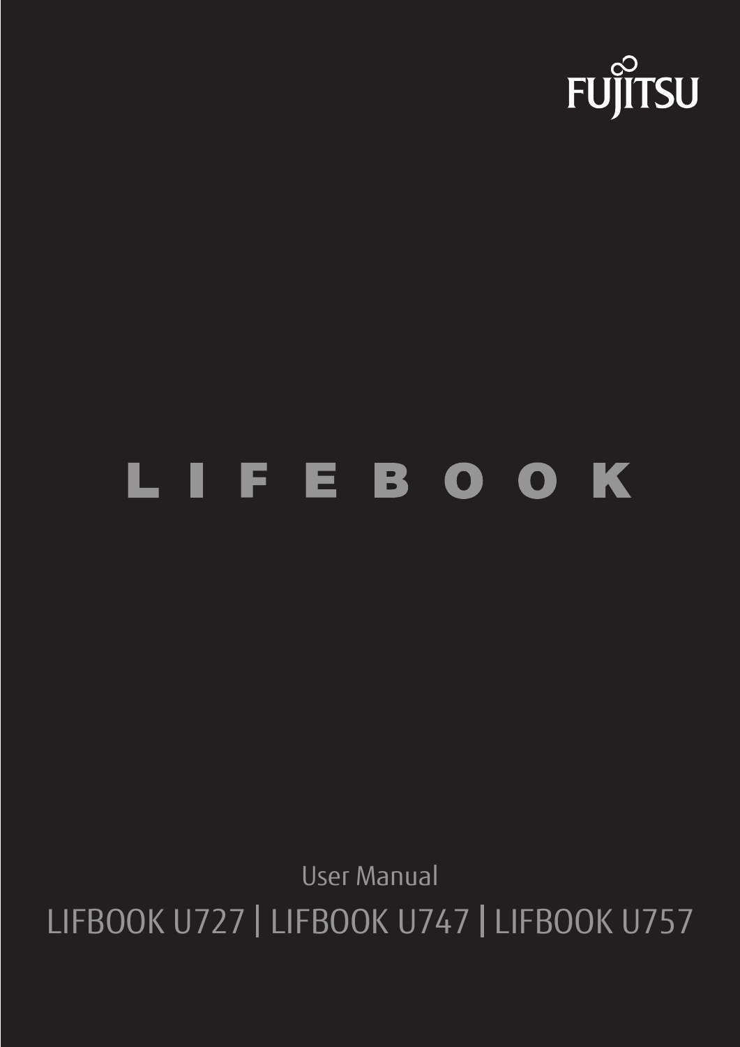FUJITSU

# LIFEBOOK

User Manual

LIFBOOK U727 | LIFBOOK U747 | LIFBOOK U757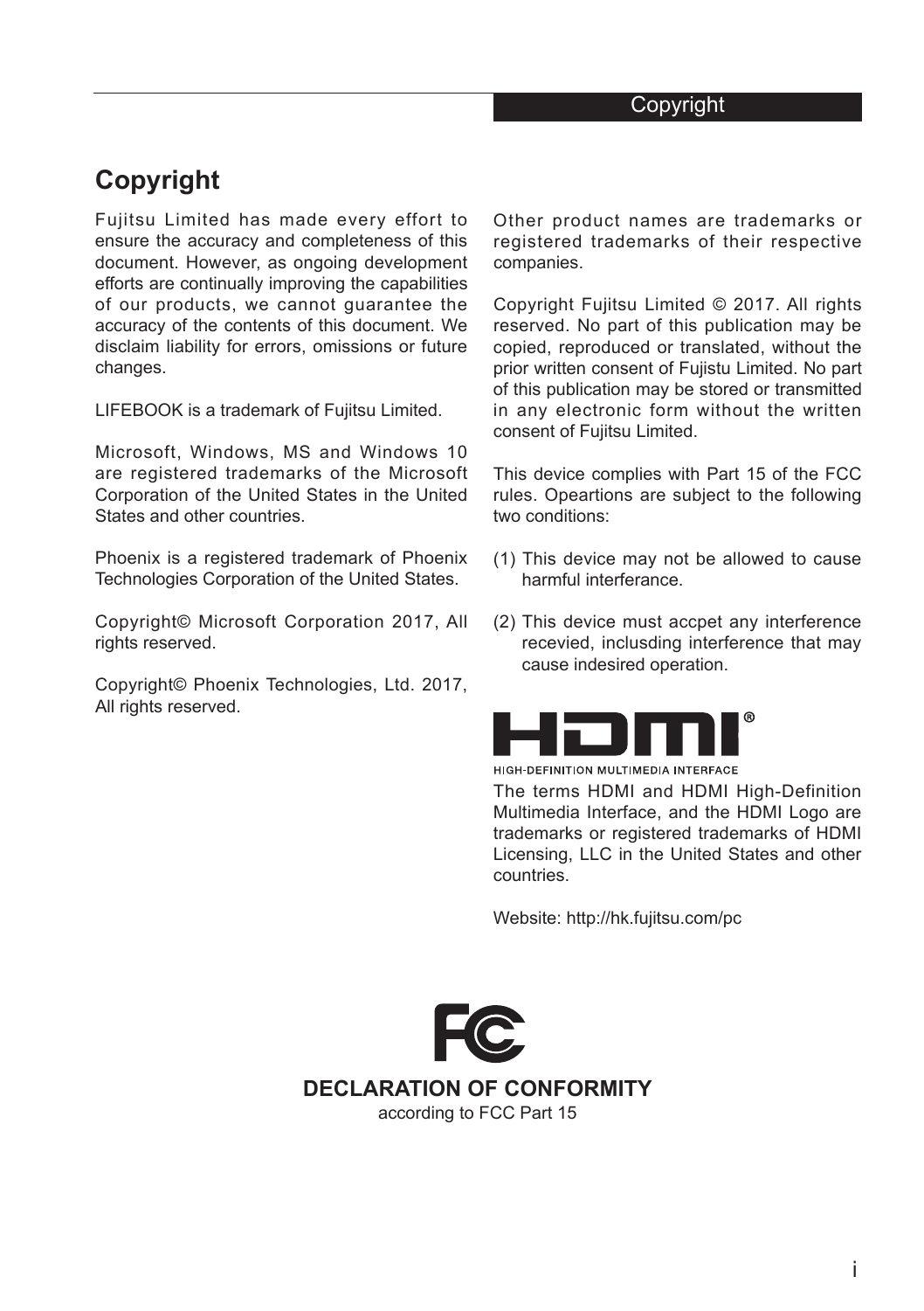## Copyright

Fujitsu Limited has made every effort to ensure the accuracy and completeness of this document. However, as ongoing development efforts are continually improving the capabilities of our products, we cannot guarantee the accuracy of the contents of this document. We disclaim liability for errors, omissions or future changes.

LIFEBOOK is a trademark of Fujitsu Limited.

Microsoft, Windows, MS and Windows 10 are registered trademarks of the Microsoft Corporation of the United States in the United States and other countries.

Phoenix is a registered trademark of Phoenix Technologies Corporation of the United States.

Copyright© Microsoft Corporation 2017, All rights reserved.

Copyright© Phoenix Technologies, Ltd. 2017, All rights reserved.

Other product names are trademarks or registered trademarks of their respective companies.

Copyright Fujitsu Limited © 2017. All rights reserved. No part of this publication may be copied, reproduced or translated, without the prior written consent of Fujistu Limited. No part of this publication may be stored or transmitted in any electronic form without the written consent of Fujitsu Limited.

This device complies with Part 15 of the FCC rules. Opeartions are subject to the following two conditions:

(1) This device may not be allowed to cause harmful interferance.

(2) This device must accpet any interference recevied, inclusding interference that may cause indesired operation.

HDMI®
HIGH-DEFINITION MULTIMEDIA INTERFACE

The terms HDMI and HDMI High-Definition Multimedia Interface, and the HDMI Logo are trademarks or registered trademarks of HDMI Licensing, LLC in the United States and other countries.

Website: http://hk.fujitsu.com/pc

FC

**DECLARATION OF CONFORMITY**

according to FCC Part 15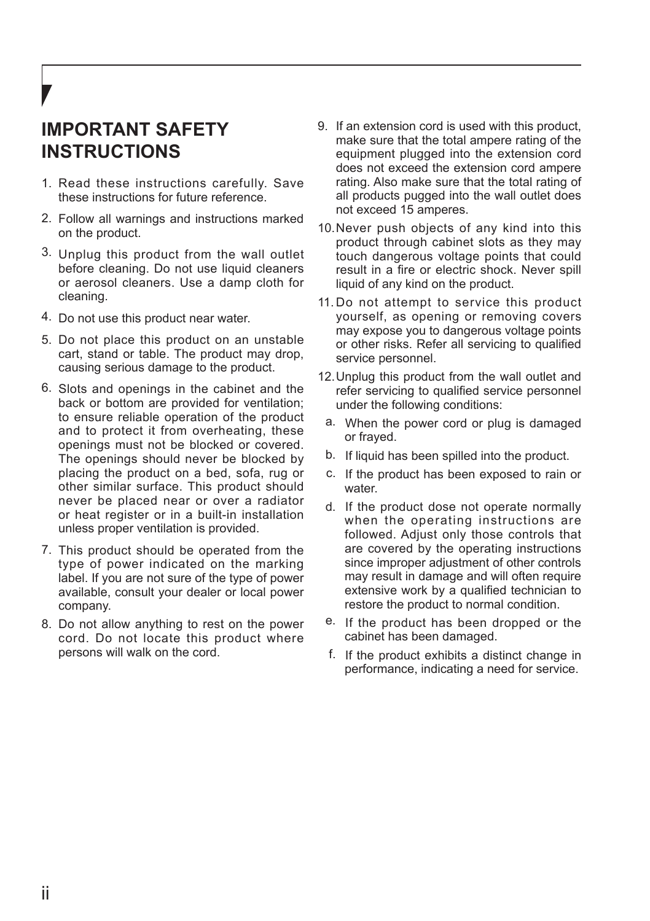# IMPORTANT SAFETY INSTRUCTIONS

1. Read these instructions carefully. Save these instructions for future reference.
2. Follow all warnings and instructions marked on the product.
3. Unplug this product from the wall outlet before cleaning. Do not use liquid cleaners or aerosol cleaners. Use a damp cloth for cleaning.
4. Do not use this product near water.
5. Do not place this product on an unstable cart, stand or table. The product may drop, causing serious damage to the product.
6. Slots and openings in the cabinet and the back or bottom are provided for ventilation; to ensure reliable operation of the product and to protect it from overheating, these openings must not be blocked or covered. The openings should never be blocked by placing the product on a bed, sofa, rug or other similar surface. This product should never be placed near or over a radiator or heat register or in a built-in installation unless proper ventilation is provided.
7. This product should be operated from the type of power indicated on the marking label. If you are not sure of the type of power available, consult your dealer or local power company.
8. Do not allow anything to rest on the power cord. Do not locate this product where persons will walk on the cord.
9. If an extension cord is used with this product, make sure that the total ampere rating of the equipment plugged into the extension cord does not exceed the extension cord ampere rating. Also make sure that the total rating of all products pugged into the wall outlet does not exceed 15 amperes.
10. Never push objects of any kind into this product through cabinet slots as they may touch dangerous voltage points that could result in a fire or electric shock. Never spill liquid of any kind on the product.
11. Do not attempt to service this product yourself, as opening or removing covers may expose you to dangerous voltage points or other risks. Refer all servicing to qualified service personnel.
12. Unplug this product from the wall outlet and refer servicing to qualified service personnel under the following conditions:
    a. When the power cord or plug is damaged or frayed.
    b. If liquid has been spilled into the product.
    c. If the product has been exposed to rain or water.
    d. If the product dose not operate normally when the operating instructions are followed. Adjust only those controls that are covered by the operating instructions since improper adjustment of other controls may result in damage and will often require extensive work by a qualified technician to restore the product to normal condition.
    e. If the product has been dropped or the cabinet has been damaged.
    f. If the product exhibits a distinct change in performance, indicating a need for service.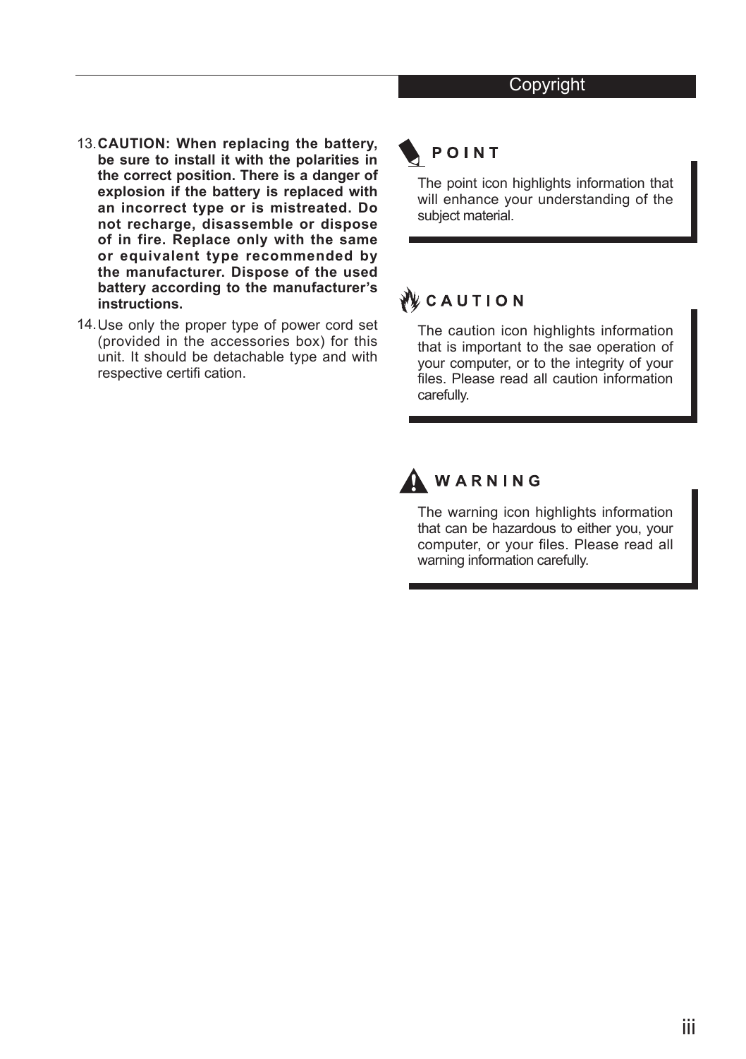13. **CAUTION: When replacing the battery, be sure to install it with the polarities in the correct position. There is a danger of explosion if the battery is replaced with an incorrect type or is mistreated. Do not recharge, disassemble or dispose of in fire. Replace only with the same or equivalent type recommended by the manufacturer. Dispose of the used battery according to the manufacturer's instructions.**
14. Use only the proper type of power cord set (provided in the accessories box) for this unit. It should be detachable type and with respective certifi cation.

### POINT

The point icon highlights information that will enhance your understanding of the subject material.

### CAUTION

The caution icon highlights information that is important to the sae operation of your computer, or to the integrity of your files. Please read all caution information carefully.

### WARNING

The warning icon highlights information that can be hazardous to either you, your computer, or your files. Please read all warning information carefully.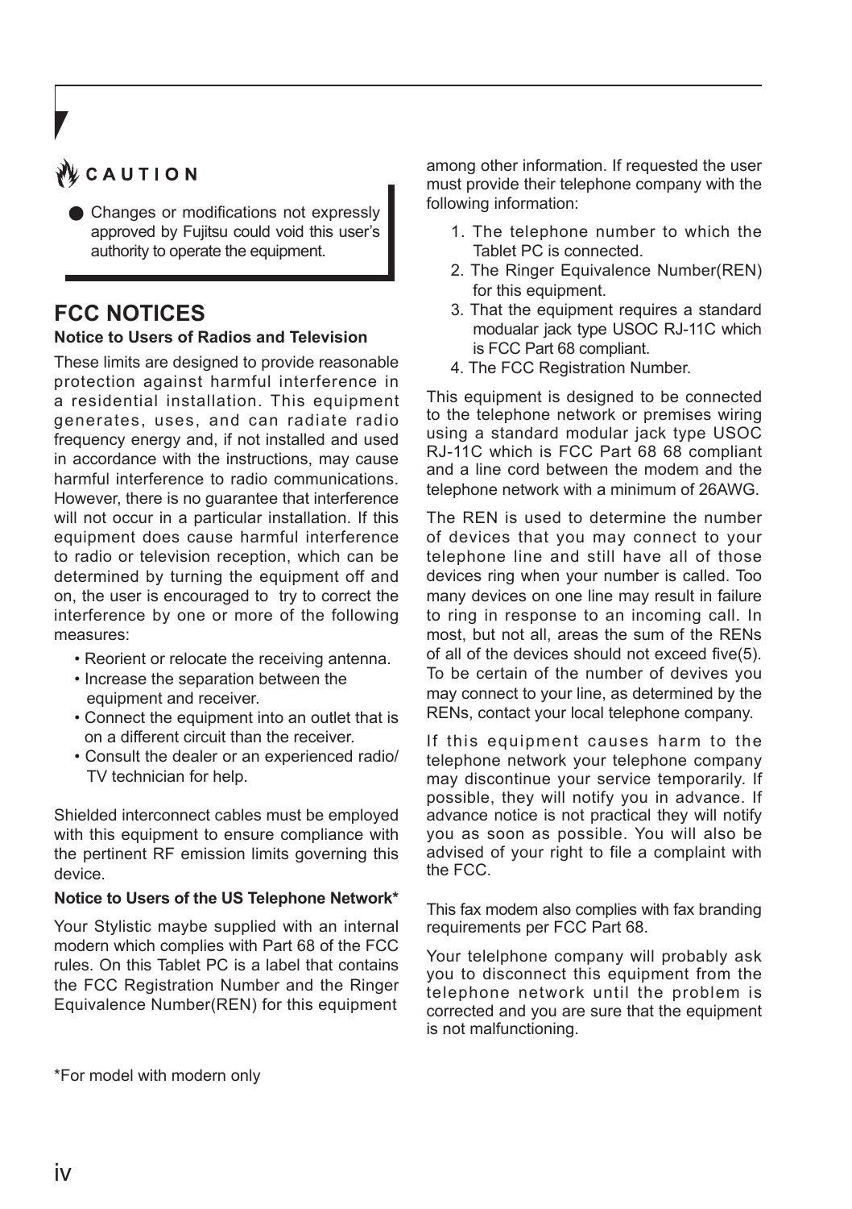CAUTION

- Changes or modifications not expressly approved by Fujitsu could void this user's authority to operate the equipment.

## FCC NOTICES

**Notice to Users of Radios and Television**

These limits are designed to provide reasonable protection against harmful interference in a residential installation. This equipment generates, uses, and can radiate radio frequency energy and, if not installed and used in accordance with the instructions, may cause harmful interference to radio communications. However, there is no guarantee that interference will not occur in a particular installation. If this equipment does cause harmful interference to radio or television reception, which can be determined by turning the equipment off and on, the user is encouraged to try to correct the interference by one or more of the following measures:

- Reorient or relocate the receiving antenna.
- Increase the separation between the equipment and receiver.
- Connect the equipment into an outlet that is on a different circuit than the receiver.
- Consult the dealer or an experienced radio/ TV technician for help.

Shielded interconnect cables must be employed with this equipment to ensure compliance with the pertinent RF emission limits governing this device.

**Notice to Users of the US Telephone Network***

Your Stylistic maybe supplied with an internal modern which complies with Part 68 of the FCC rules. On this Tablet PC is a label that contains the FCC Registration Number and the Ringer Equivalence Number(REN) for this equipment among other information. If requested the user must provide their telephone company with the following information:

1. The telephone number to which the Tablet PC is connected.
2. The Ringer Equivalence Number(REN) for this equipment.
3. That the equipment requires a standard modualar jack type USOC RJ-11C which is FCC Part 68 compliant.
4. The FCC Registration Number.

This equipment is designed to be connected to the telephone network or premises wiring using a standard modular jack type USOC RJ-11C which is FCC Part 68 68 compliant and a line cord between the modem and the telephone network with a minimum of 26AWG.

The REN is used to determine the number of devices that you may connect to your telephone line and still have all of those devices ring when your number is called. Too many devices on one line may result in failure to ring in response to an incoming call. In most, but not all, areas the sum of the RENs of all of the devices should not exceed five(5). To be certain of the number of devives you may connect to your line, as determined by the RENs, contact your local telephone company.

If this equipment causes harm to the telephone network your telephone company may discontinue your service temporarily. If possible, they will notify you in advance. If advance notice is not practical they will notify you as soon as possible. You will also be advised of your right to file a complaint with the FCC.

This fax modem also complies with fax branding requirements per FCC Part 68.

Your telelphone company will probably ask you to disconnect this equipment from the telephone network until the problem is corrected and you are sure that the equipment is not malfunctioning.

*For model with modern only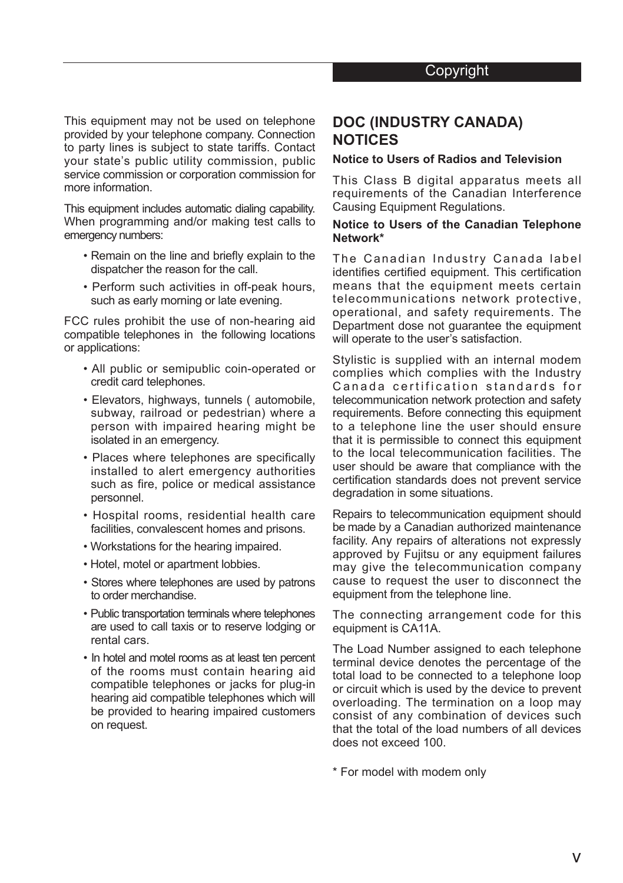This equipment may not be used on telephone provided by your telephone company. Connection to party lines is subject to state tariffs. Contact your state's public utility commission, public service commission or corporation commission for more information.

This equipment includes automatic dialing capability. When programming and/or making test calls to emergency numbers:

- Remain on the line and briefly explain to the dispatcher the reason for the call.
- Perform such activities in off-peak hours, such as early morning or late evening.

FCC rules prohibit the use of non-hearing aid compatible telephones in the following locations or applications:

- All public or semipublic coin-operated or credit card telephones.
- Elevators, highways, tunnels ( automobile, subway, railroad or pedestrian) where a person with impaired hearing might be isolated in an emergency.
- Places where telephones are specifically installed to alert emergency authorities such as fire, police or medical assistance personnel.
- Hospital rooms, residential health care facilities, convalescent homes and prisons.
- Workstations for the hearing impaired.
- Hotel, motel or apartment lobbies.
- Stores where telephones are used by patrons to order merchandise.
- Public transportation terminals where telephones are used to call taxis or to reserve lodging or rental cars.
- In hotel and motel rooms as at least ten percent of the rooms must contain hearing aid compatible telephones or jacks for plug-in hearing aid compatible telephones which will be provided to hearing impaired customers on request.

## DOC (INDUSTRY CANADA) NOTICES

**Notice to Users of Radios and Television**

This Class B digital apparatus meets all requirements of the Canadian Interference Causing Equipment Regulations.

**Notice to Users of the Canadian Telephone Network***

The Canadian Industry Canada label identifies certified equipment. This certification means that the equipment meets certain telecommunications network protective, operational, and safety requirements. The Department dose not guarantee the equipment will operate to the user's satisfaction.

Stylistic is supplied with an internal modem complies which complies with the Industry Canada certification standards for telecommunication network protection and safety requirements. Before connecting this equipment to a telephone line the user should ensure that it is permissible to connect this equipment to the local telecommunication facilities. The user should be aware that compliance with the certification standards does not prevent service degradation in some situations.

Repairs to telecommunication equipment should be made by a Canadian authorized maintenance facility. Any repairs of alterations not expressly approved by Fujitsu or any equipment failures may give the telecommunication company cause to request the user to disconnect the equipment from the telephone line.

The connecting arrangement code for this equipment is CA11A.

The Load Number assigned to each telephone terminal device denotes the percentage of the total load to be connected to a telephone loop or circuit which is used by the device to prevent overloading. The termination on a loop may consist of any combination of devices such that the total of the load numbers of all devices does not exceed 100.

* For model with modem only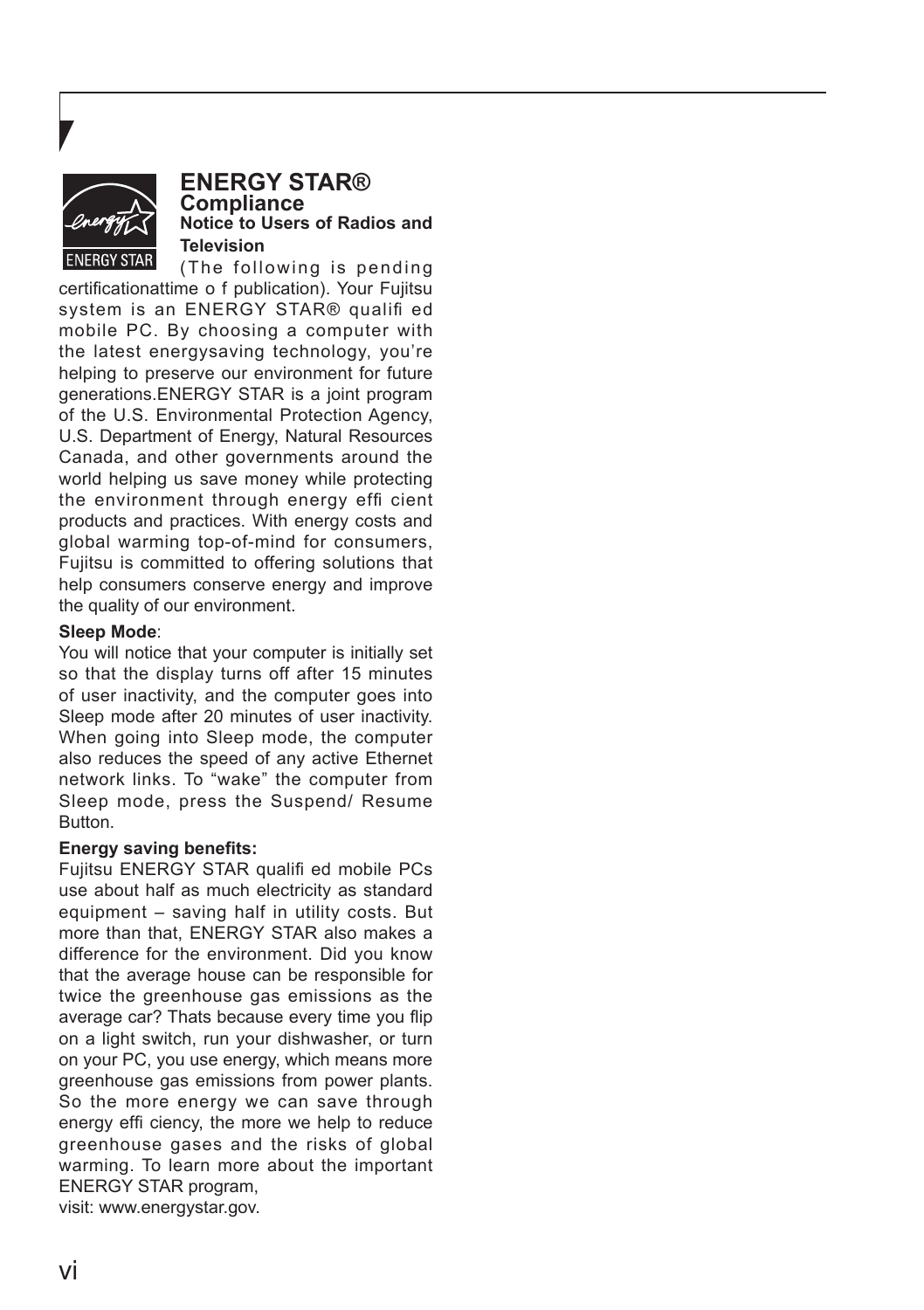## ENERGY STAR® Compliance

### Notice to Users of Radios and Television

(The following is pending certificationattime o f publication). Your Fujitsu system is an ENERGY STAR® qualifi ed mobile PC. By choosing a computer with the latest energysaving technology, you're helping to preserve our environment for future generations.ENERGY STAR is a joint program of the U.S. Environmental Protection Agency, U.S. Department of Energy, Natural Resources Canada, and other governments around the world helping us save money while protecting the environment through energy effi cient products and practices. With energy costs and global warming top-of-mind for consumers, Fujitsu is committed to offering solutions that help consumers conserve energy and improve the quality of our environment.

**Sleep Mode**:

You will notice that your computer is initially set so that the display turns off after 15 minutes of user inactivity, and the computer goes into Sleep mode after 20 minutes of user inactivity. When going into Sleep mode, the computer also reduces the speed of any active Ethernet network links. To "wake" the computer from Sleep mode, press the Suspend/ Resume Button.

**Energy saving benefits:**

Fujitsu ENERGY STAR qualifi ed mobile PCs use about half as much electricity as standard equipment – saving half in utility costs. But more than that, ENERGY STAR also makes a difference for the environment. Did you know that the average house can be responsible for twice the greenhouse gas emissions as the average car? Thats because every time you flip on a light switch, run your dishwasher, or turn on your PC, you use energy, which means more greenhouse gas emissions from power plants. So the more energy we can save through energy effi ciency, the more we help to reduce greenhouse gases and the risks of global warming. To learn more about the important ENERGY STAR program,
visit: www.energystar.gov.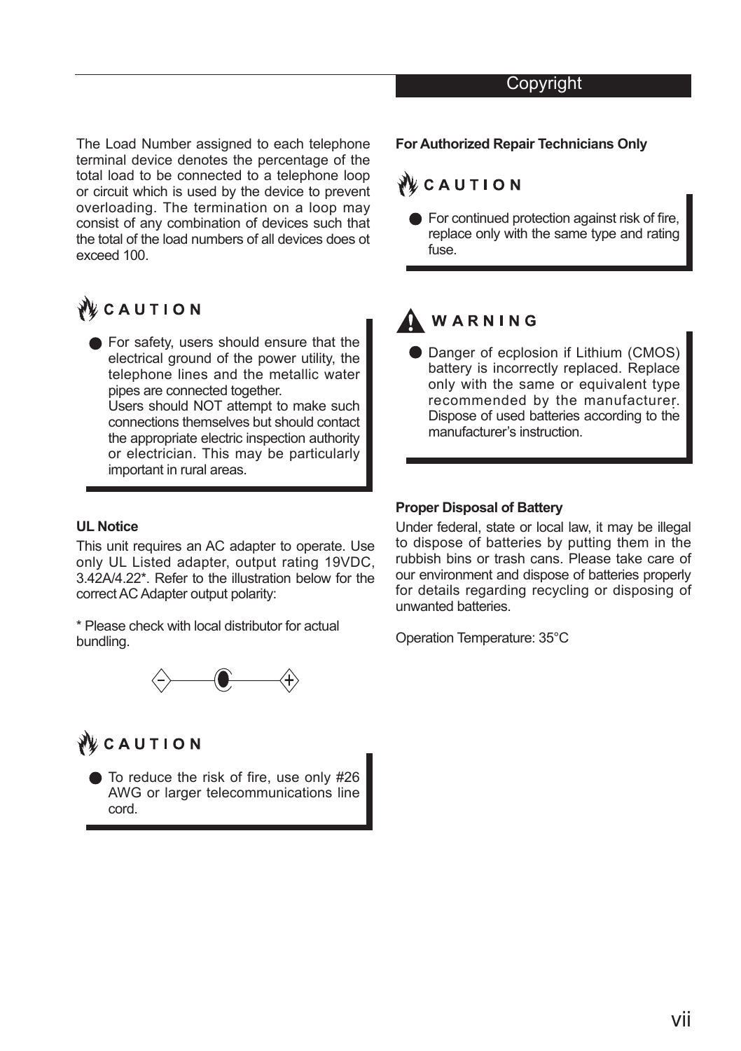The Load Number assigned to each telephone terminal device denotes the percentage of the total load to be connected to a telephone loop or circuit which is used by the device to prevent overloading. The termination on a loop may consist of any combination of devices such that the total of the load numbers of all devices does ot exceed 100.

**CAUTION**

- For safety, users should ensure that the electrical ground of the power utility, the telephone lines and the metallic water pipes are connected together.
  Users should NOT attempt to make such connections themselves but should contact the appropriate electric inspection authority or electrician. This may be particularly important in rural areas.

**UL Notice**

This unit requires an AC adapter to operate. Use only UL Listed adapter, output rating 19VDC, 3.42A/4.22*. Refer to the illustration below for the correct AC Adapter output polarity:

* Please check with local distributor for actual bundling.

**CAUTION**

- To reduce the risk of fire, use only #26 AWG or larger telecommunications line cord.

**For Authorized Repair Technicians Only**

**CAUTION**

- For continued protection against risk of fire, replace only with the same type and rating fuse.

**WARNING**

- Danger of ecplosion if Lithium (CMOS) battery is incorrectly replaced. Replace only with the same or equivalent type recommended by the manufacturer. Dispose of used batteries according to the manufacturer's instruction.

**Proper Disposal of Battery**

Under federal, state or local law, it may be illegal to dispose of batteries by putting them in the rubbish bins or trash cans. Please take care of our environment and dispose of batteries properly for details regarding recycling or disposing of unwanted batteries.

Operation Temperature: 35°C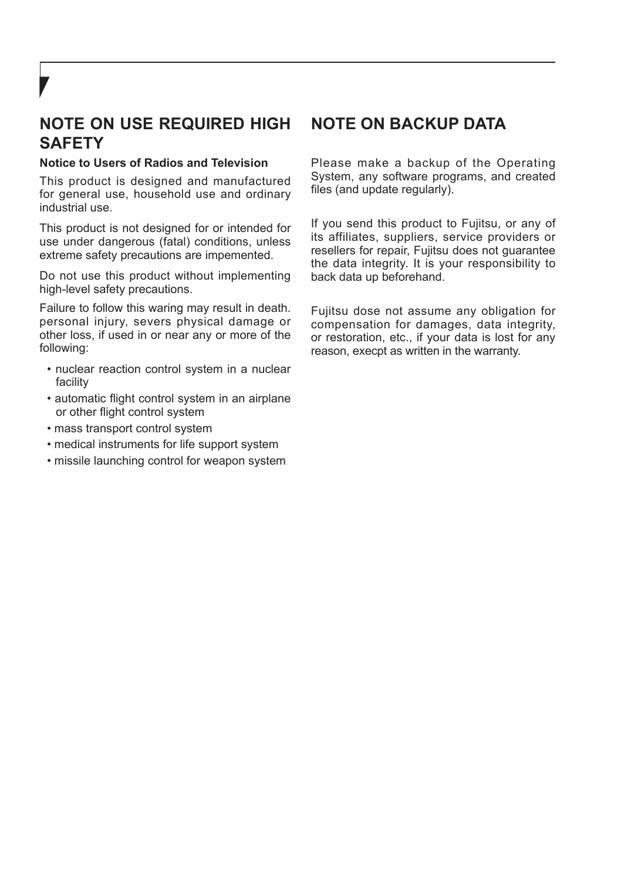## NOTE ON USE REQUIRED HIGH SAFETY

**Notice to Users of Radios and Television**

This product is designed and manufactured for general use, household use and ordinary industrial use.

This product is not designed for or intended for use under dangerous (fatal) conditions, unless extreme safety precautions are impemented.

Do not use this product without implementing high-level safety precautions.

Failure to follow this waring may result in death. personal injury, severs physical damage or other loss, if used in or near any or more of the following:

- nuclear reaction control system in a nuclear facility
- automatic flight control system in an airplane or other flight control system
- mass transport control system
- medical instruments for life support system
- missile launching control for weapon system

## NOTE ON BACKUP DATA

Please make a backup of the Operating System, any software programs, and created files (and update regularly).

If you send this product to Fujitsu, or any of its affiliates, suppliers, service providers or resellers for repair, Fujitsu does not guarantee the data integrity. It is your responsibility to back data up beforehand.

Fujitsu dose not assume any obligation for compensation for damages, data integrity, or restoration, etc., if your data is lost for any reason, execpt as written in the warranty.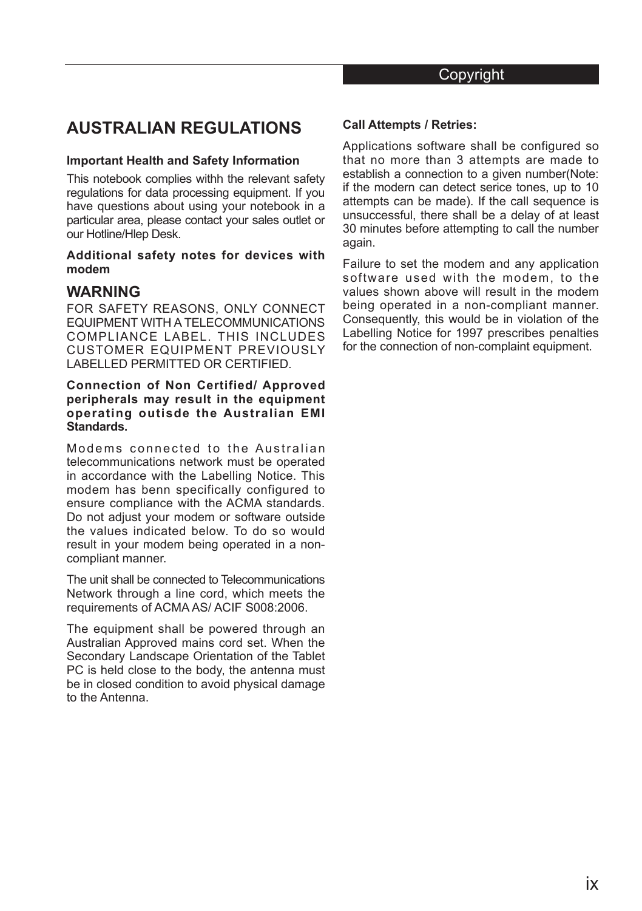# AUSTRALIAN REGULATIONS

**Important Health and Safety Information**

This notebook complies withh the relevant safety regulations for data processing equipment. If you have questions about using your notebook in a particular area, please contact your sales outlet or our Hotline/Hlep Desk.

**Additional safety notes for devices with modem**

## WARNING

FOR SAFETY REASONS, ONLY CONNECT EQUIPMENT WITH A TELECOMMUNICATIONS COMPLIANCE LABEL. THIS INCLUDES CUSTOMER EQUIPMENT PREVIOUSLY LABELLED PERMITTED OR CERTIFIED.

**Connection of Non Certified/ Approved peripherals may result in the equipment operating outisde the Australian EMI Standards.**

Modems connected to the Australian telecommunications network must be operated in accordance with the Labelling Notice. This modem has benn specifically configured to ensure compliance with the ACMA standards. Do not adjust your modem or software outside the values indicated below. To do so would result in your modem being operated in a non-compliant manner.

The unit shall be connected to Telecommunications Network through a line cord, which meets the requirements of ACMA AS/ ACIF S008:2006.

The equipment shall be powered through an Australian Approved mains cord set. When the Secondary Landscape Orientation of the Tablet PC is held close to the body, the antenna must be in closed condition to avoid physical damage to the Antenna.

**Call Attempts / Retries:**

Applications software shall be configured so that no more than 3 attempts are made to establish a connection to a given number(Note: if the modern can detect serice tones, up to 10 attempts can be made). If the call sequence is unsuccessful, there shall be a delay of at least 30 minutes before attempting to call the number again.

Failure to set the modem and any application software used with the modem, to the values shown above will result in the modem being operated in a non-compliant manner. Consequently, this would be in violation of the Labelling Notice for 1997 prescribes penalties for the connection of non-complaint equipment.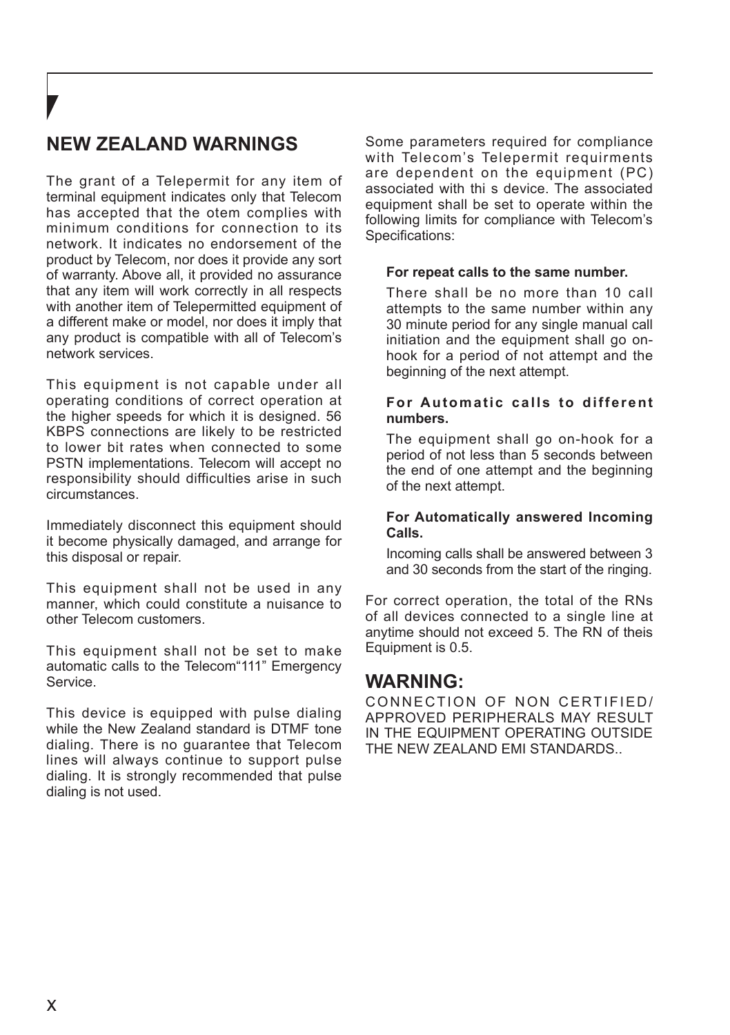## NEW ZEALAND WARNINGS

The grant of a Telepermit for any item of terminal equipment indicates only that Telecom has accepted that the otem complies with minimum conditions for connection to its network. It indicates no endorsement of the product by Telecom, nor does it provide any sort of warranty. Above all, it provided no assurance that any item will work correctly in all respects with another item of Telepermitted equipment of a different make or model, nor does it imply that any product is compatible with all of Telecom's network services.

This equipment is not capable under all operating conditions of correct operation at the higher speeds for which it is designed. 56 KBPS connections are likely to be restricted to lower bit rates when connected to some PSTN implementations. Telecom will accept no responsibility should difficulties arise in such circumstances.

Immediately disconnect this equipment should it become physically damaged, and arrange for this disposal or repair.

This equipment shall not be used in any manner, which could constitute a nuisance to other Telecom customers.

This equipment shall not be set to make automatic calls to the Telecom"111" Emergency Service.

This device is equipped with pulse dialing while the New Zealand standard is DTMF tone dialing. There is no guarantee that Telecom lines will always continue to support pulse dialing. It is strongly recommended that pulse dialing is not used.

Some parameters required for compliance with Telecom's Telepermit requirments are dependent on the equipment (PC) associated with thi s device. The associated equipment shall be set to operate within the following limits for compliance with Telecom's Specifications:

**For repeat calls to the same number.**

There shall be no more than 10 call attempts to the same number within any 30 minute period for any single manual call initiation and the equipment shall go on-hook for a period of not attempt and the beginning of the next attempt.

**For Automatic calls to different numbers.**

The equipment shall go on-hook for a period of not less than 5 seconds between the end of one attempt and the beginning of the next attempt.

**For Automatically answered Incoming Calls.**

Incoming calls shall be answered between 3 and 30 seconds from the start of the ringing.

For correct operation, the total of the RNs of all devices connected to a single line at anytime should not exceed 5. The RN of theis Equipment is 0.5.

## WARNING:

CONNECTION OF NON CERTIFIED/ APPROVED PERIPHERALS MAY RESULT IN THE EQUIPMENT OPERATING OUTSIDE THE NEW ZEALAND EMI STANDARDS..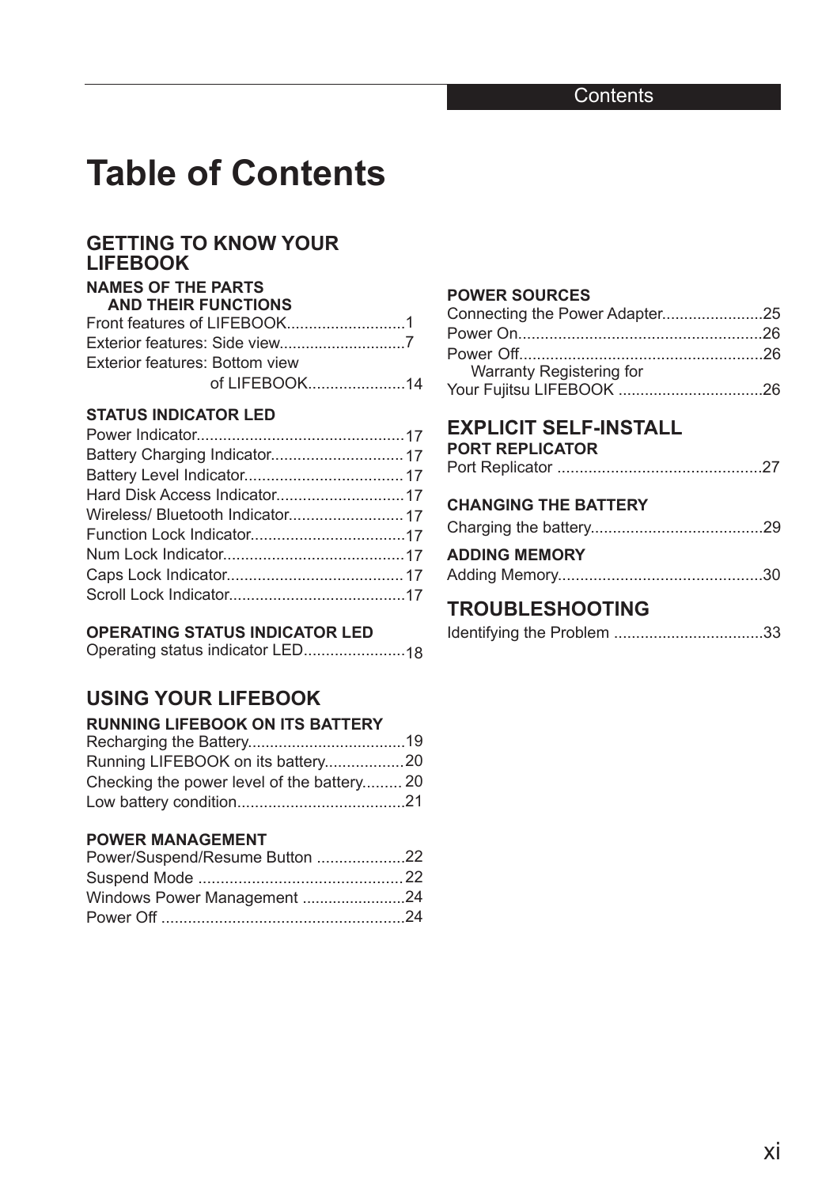# Table of Contents

## GETTING TO KNOW YOUR LIFEBOOK

### NAMES OF THE PARTS AND THEIR FUNCTIONS

Front features of LIFEBOOK...........................1
Exterior features: Side view............................7
Exterior features: Bottom view of LIFEBOOK......................14

### STATUS INDICATOR LED

Power Indicator...............................................17
Battery Charging Indicator..............................17
Battery Level Indicator....................................17
Hard Disk Access Indicator.............................17
Wireless/ Bluetooth Indicator..........................17
Function Lock Indicator...................................17
Num Lock Indicator.........................................17
Caps Lock Indicator........................................17
Scroll Lock Indicator........................................17

### OPERATING STATUS INDICATOR LED

Operating status indicator LED.......................18

## USING YOUR LIFEBOOK

### RUNNING LIFEBOOK ON ITS BATTERY

Recharging the Battery...................................19
Running LIFEBOOK on its battery..................20
Checking the power level of the battery......... 20
Low battery condition......................................21

### POWER MANAGEMENT

Power/Suspend/Resume Button ....................22
Suspend Mode ..............................................22
Windows Power Management .......................24
Power Off .......................................................24

### POWER SOURCES

Connecting the Power Adapter.......................25
Power On.......................................................26
Power Off.......................................................26
Warranty Registering for Your Fujitsu LIFEBOOK .................................26

## EXPLICIT SELF-INSTALL

### PORT REPLICATOR

Port Replicator ..............................................27

### CHANGING THE BATTERY

Charging the battery.......................................29

### ADDING MEMORY

Adding Memory..............................................30

## TROUBLESHOOTING

Identifying the Problem ..................................33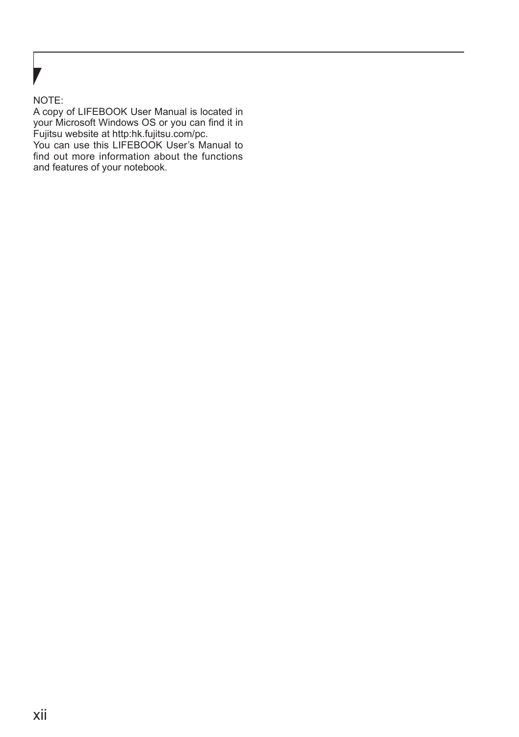NOTE:

A copy of LIFEBOOK User Manual is located in your Microsoft Windows OS or you can find it in Fujitsu website at http:hk.fujitsu.com/pc.

You can use this LIFEBOOK User's Manual to find out more information about the functions and features of your notebook.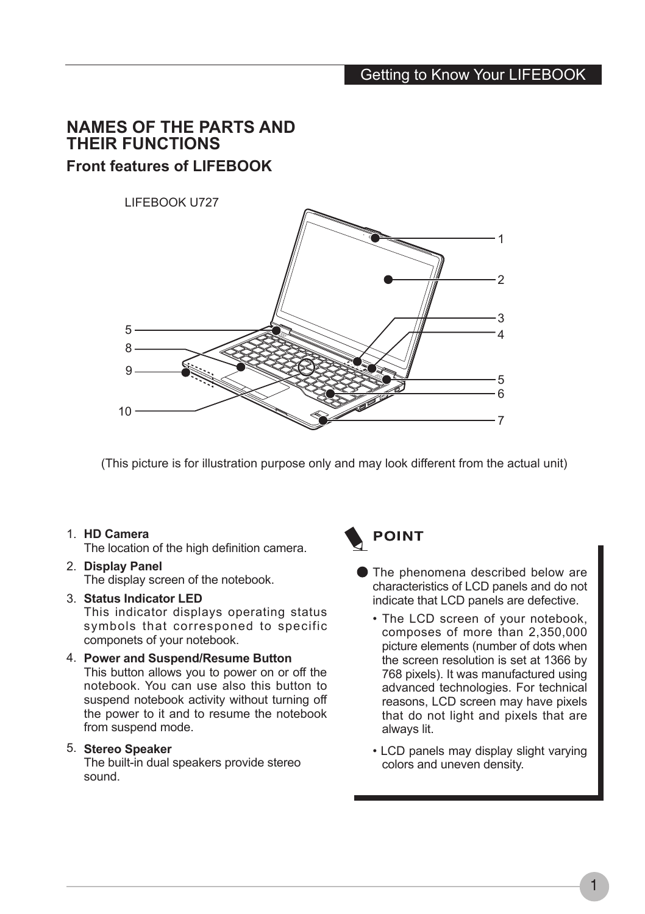## NAMES OF THE PARTS AND THEIR FUNCTIONS

### Front features of LIFEBOOK

LIFEBOOK U727

(This picture is for illustration purpose only and may look different from the actual unit)

1. **HD Camera**
   The location of the high definition camera.
2. **Display Panel**
   The display screen of the notebook.
3. **Status Indicator LED**
   This indicator displays operating status symbols that corresponed to specific componets of your notebook.
4. **Power and Suspend/Resume Button**
   This button allows you to power on or off the notebook. You can use also this button to suspend notebook activity without turning off the power to it and to resume the notebook from suspend mode.
5. **Stereo Speaker**
   The built-in dual speakers provide stereo sound.

**POINT**

- The phenomena described below are characteristics of LCD panels and do not indicate that LCD panels are defective.
  - The LCD screen of your notebook, composes of more than 2,350,000 picture elements (number of dots when the screen resolution is set at 1366 by 768 pixels). It was manufactured using advanced technologies. For technical reasons, LCD screen may have pixels that do not light and pixels that are always lit.
  - LCD panels may display slight varying colors and uneven density.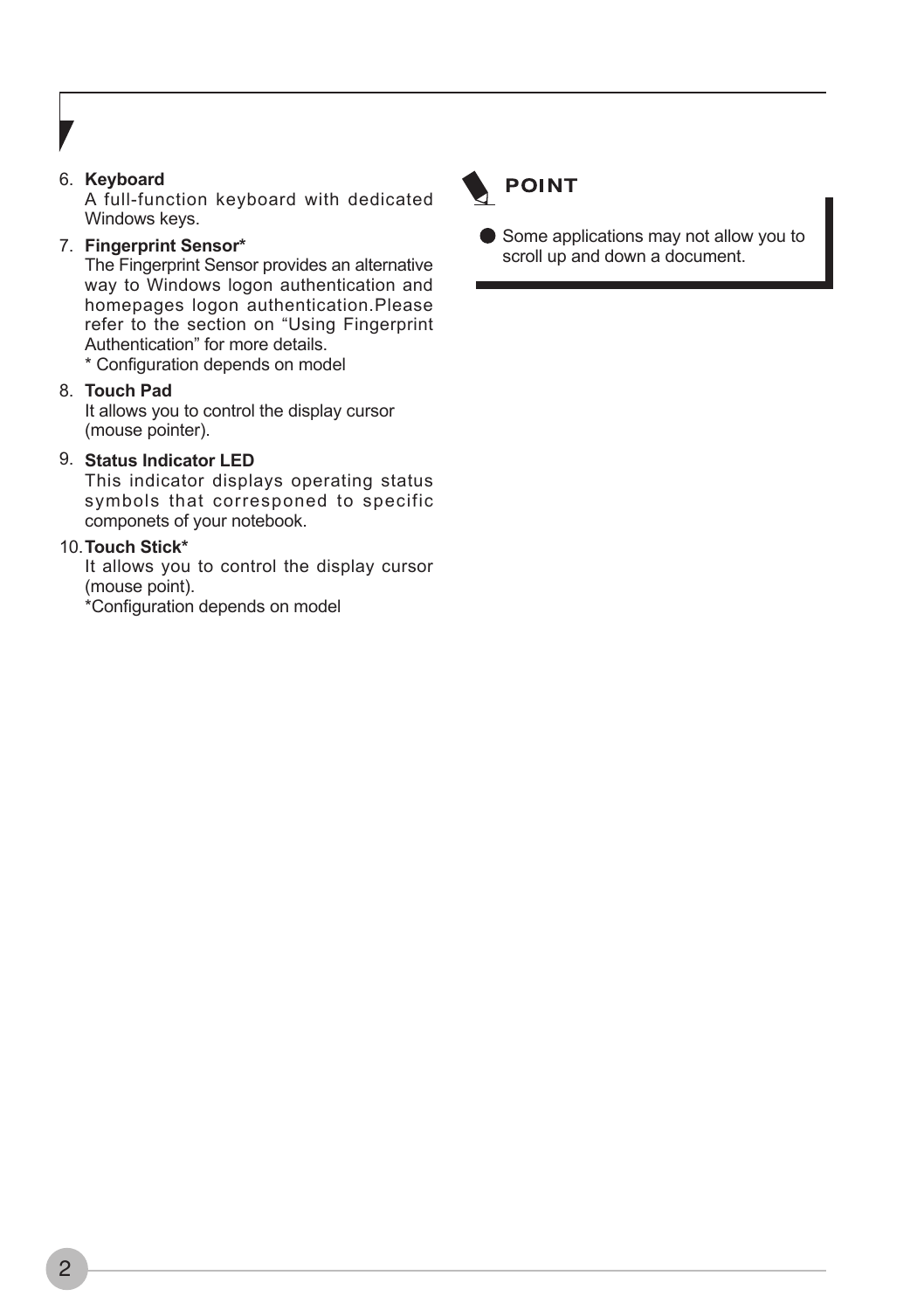6. **Keyboard**
   A full-function keyboard with dedicated Windows keys.

7. **Fingerprint Sensor***
   The Fingerprint Sensor provides an alternative way to Windows logon authentication and homepages logon authentication.Please refer to the section on "Using Fingerprint Authentication" for more details.
   * Configuration depends on model

8. **Touch Pad**
   It allows you to control the display cursor (mouse pointer).

9. **Status Indicator LED**
   This indicator displays operating status symbols that corresponed to specific componets of your notebook.

10. **Touch Stick***
    It allows you to control the display cursor (mouse point).
    *Configuration depends on model

**POINT**

- Some applications may not allow you to scroll up and down a document.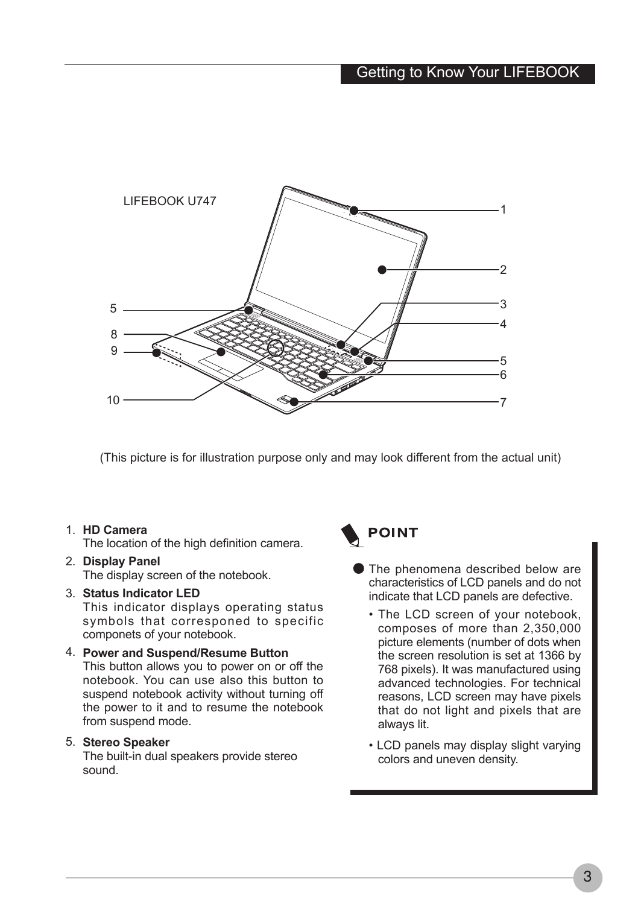LIFEBOOK U747

(This picture is for illustration purpose only and may look different from the actual unit)

1. **HD Camera**
   The location of the high definition camera.
2. **Display Panel**
   The display screen of the notebook.
3. **Status Indicator LED**
   This indicator displays operating status symbols that corresponed to specific componets of your notebook.
4. **Power and Suspend/Resume Button**
   This button allows you to power on or off the notebook. You can use also this button to suspend notebook activity without turning off the power to it and to resume the notebook from suspend mode.
5. **Stereo Speaker**
   The built-in dual speakers provide stereo sound.

**POINT**

- The phenomena described below are characteristics of LCD panels and do not indicate that LCD panels are defective.
  - The LCD screen of your notebook, composes of more than 2,350,000 picture elements (number of dots when the screen resolution is set at 1366 by 768 pixels). It was manufactured using advanced technologies. For technical reasons, LCD screen may have pixels that do not light and pixels that are always lit.
  - LCD panels may display slight varying colors and uneven density.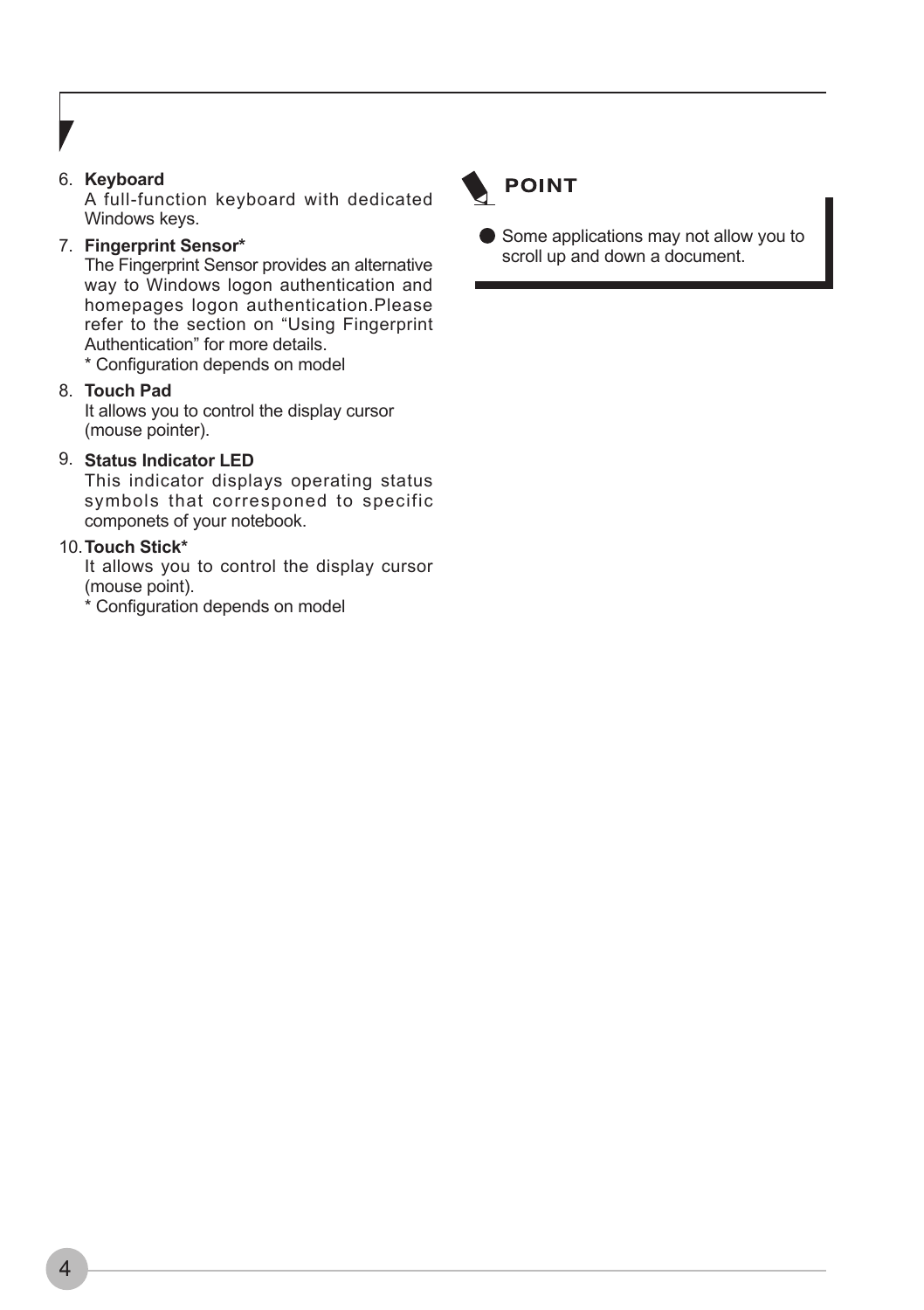6. **Keyboard**
   A full-function keyboard with dedicated Windows keys.

7. **Fingerprint Sensor***
   The Fingerprint Sensor provides an alternative way to Windows logon authentication and homepages logon authentication.Please refer to the section on "Using Fingerprint Authentication" for more details.
   * Configuration depends on model

8. **Touch Pad**
   It allows you to control the display cursor (mouse pointer).

9. **Status Indicator LED**
   This indicator displays operating status symbols that corresponed to specific componets of your notebook.

10. **Touch Stick***
    It allows you to control the display cursor (mouse point).
    * Configuration depends on model

**POINT**

- Some applications may not allow you to scroll up and down a document.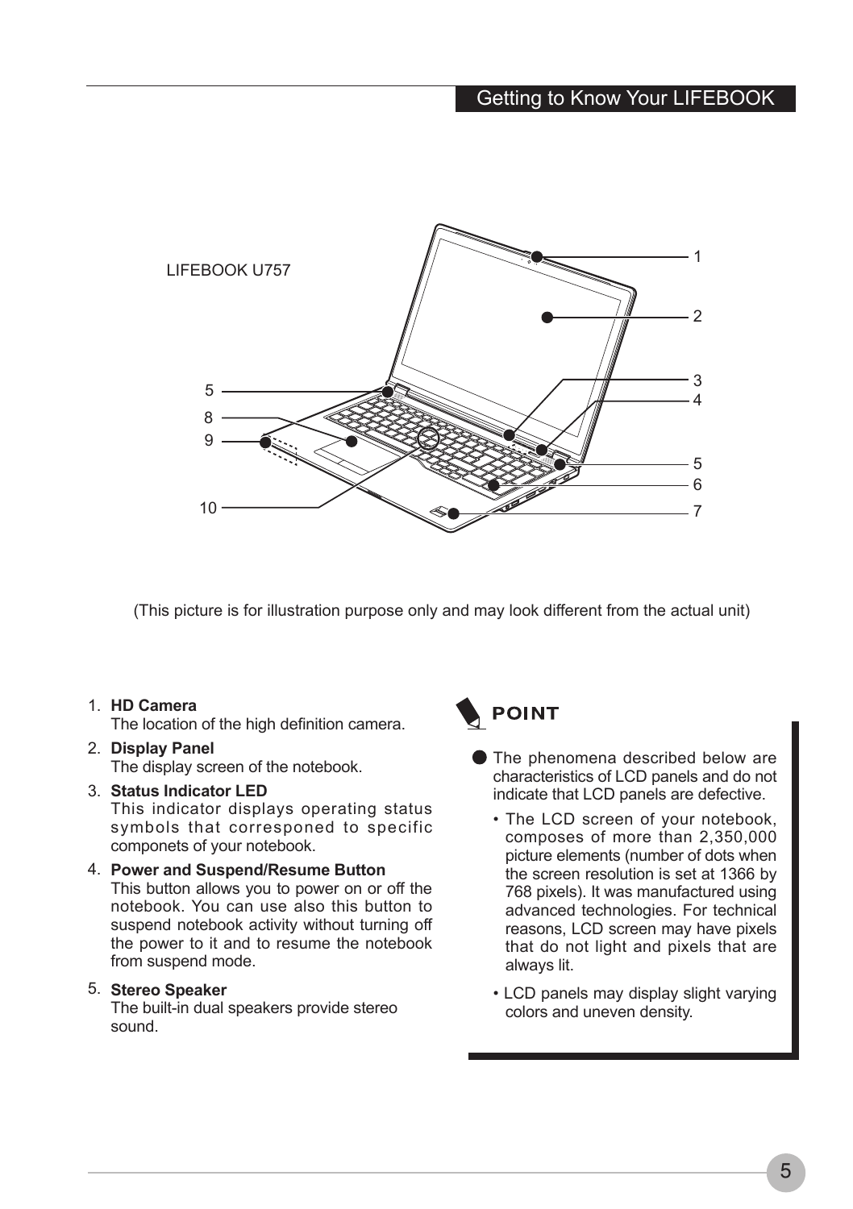LIFEBOOK U757

1
2
3
4
5
5
6
7
8
9
10

(This picture is for illustration purpose only and may look different from the actual unit)

1. **HD Camera**
   The location of the high definition camera.
2. **Display Panel**
   The display screen of the notebook.
3. **Status Indicator LED**
   This indicator displays operating status symbols that corresponed to specific componets of your notebook.
4. **Power and Suspend/Resume Button**
   This button allows you to power on or off the notebook. You can use also this button to suspend notebook activity without turning off the power to it and to resume the notebook from suspend mode.
5. **Stereo Speaker**
   The built-in dual speakers provide stereo sound.

**POINT**

- The phenomena described below are characteristics of LCD panels and do not indicate that LCD panels are defective.
  - The LCD screen of your notebook, composes of more than 2,350,000 picture elements (number of dots when the screen resolution is set at 1366 by 768 pixels). It was manufactured using advanced technologies. For technical reasons, LCD screen may have pixels that do not light and pixels that are always lit.
  - LCD panels may display slight varying colors and uneven density.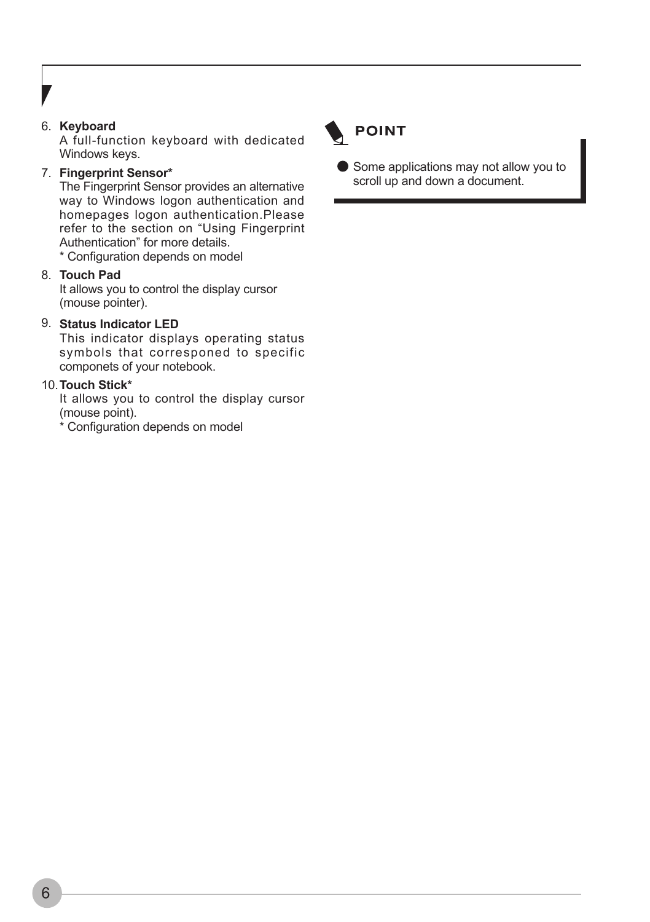6. **Keyboard**
   A full-function keyboard with dedicated Windows keys.

7. **Fingerprint Sensor***
   The Fingerprint Sensor provides an alternative way to Windows logon authentication and homepages logon authentication.Please refer to the section on "Using Fingerprint Authentication" for more details.
   * Configuration depends on model

8. **Touch Pad**
   It allows you to control the display cursor (mouse pointer).

9. **Status Indicator LED**
   This indicator displays operating status symbols that corresponed to specific componets of your notebook.

10. **Touch Stick***
    It allows you to control the display cursor (mouse point).
    * Configuration depends on model

**POINT**

- Some applications may not allow you to scroll up and down a document.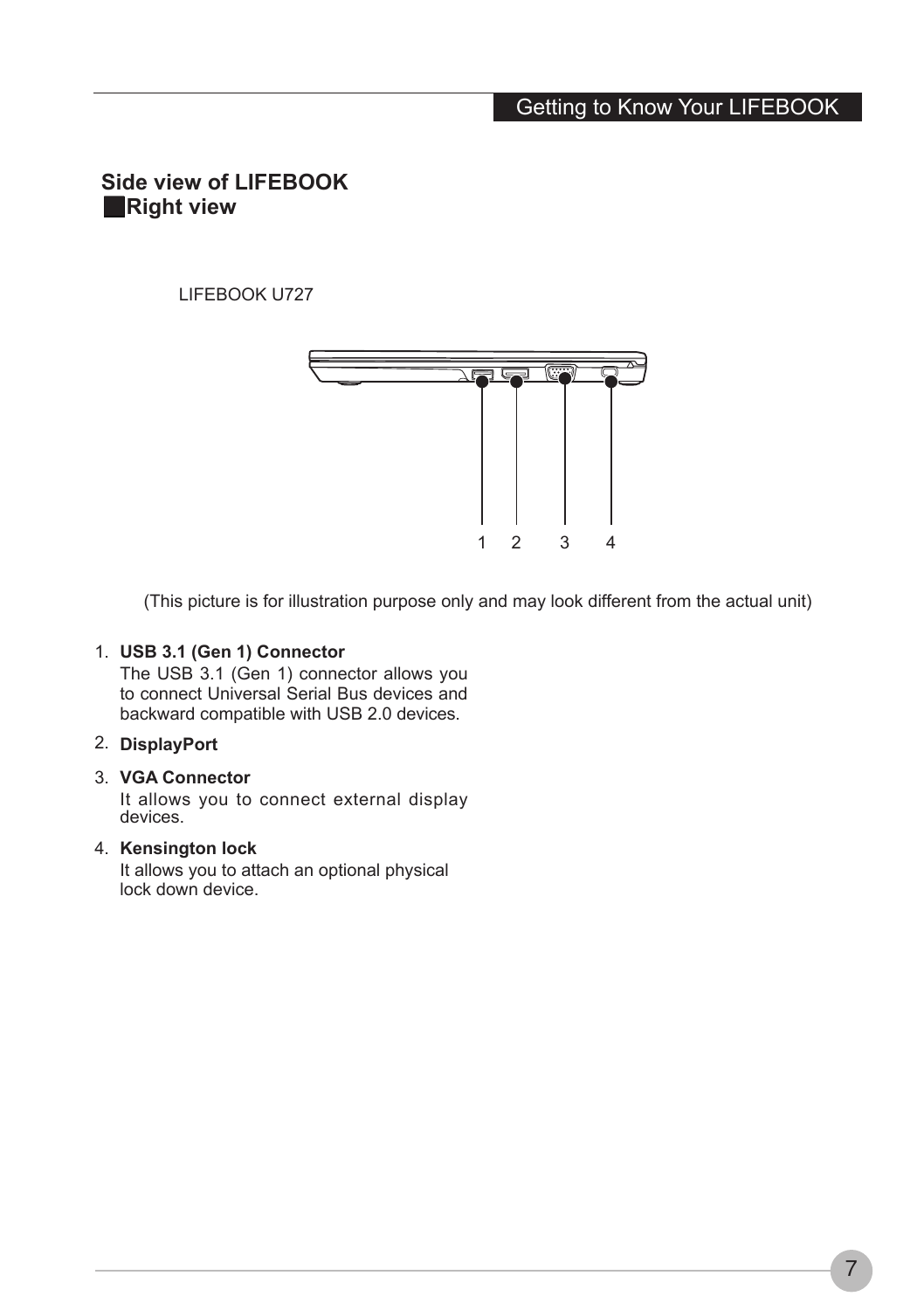## Side view of LIFEBOOK

### Right view

LIFEBOOK U727

1 2 3 4

(This picture is for illustration purpose only and may look different from the actual unit)

1. **USB 3.1 (Gen 1) Connector**
   The USB 3.1 (Gen 1) connector allows you to connect Universal Serial Bus devices and backward compatible with USB 2.0 devices.
2. **DisplayPort**
3. **VGA Connector**
   It allows you to connect external display devices.
4. **Kensington lock**
   It allows you to attach an optional physical lock down device.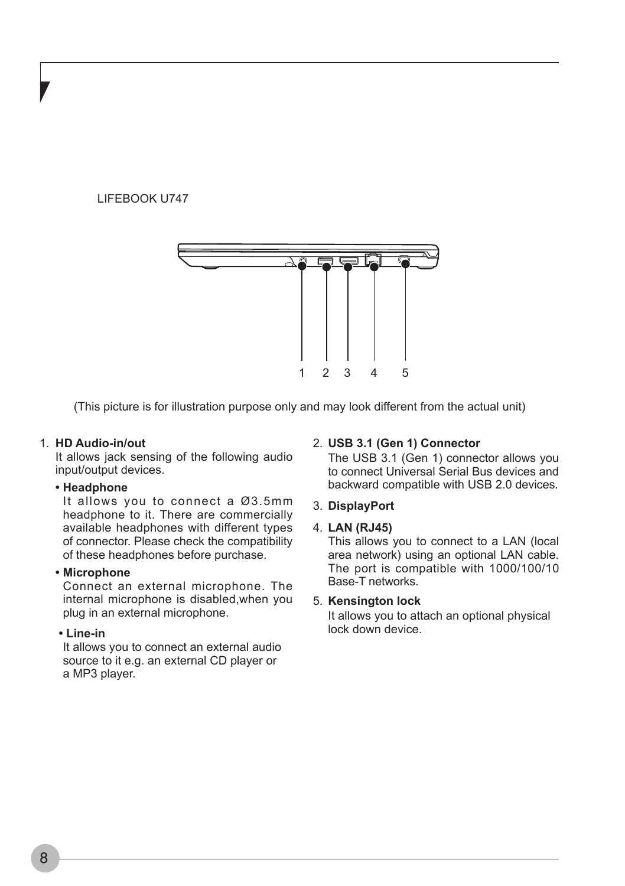LIFEBOOK U747

1 2 3 4 5

(This picture is for illustration purpose only and may look different from the actual unit)

1. **HD Audio-in/out**

   It allows jack sensing of the following audio input/output devices.

   - **Headphone**

     It allows you to connect a Ø3.5mm headphone to it. There are commercially available headphones with different types of connector. Please check the compatibility of these headphones before purchase.

   - **Microphone**

     Connect an external microphone. The internal microphone is disabled,when you plug in an external microphone.

   - **Line-in**

     It allows you to connect an external audio source to it e.g. an external CD player or a MP3 player.

2. **USB 3.1 (Gen 1) Connector**

   The USB 3.1 (Gen 1) connector allows you to connect Universal Serial Bus devices and backward compatible with USB 2.0 devices.

3. **DisplayPort**

4. **LAN (RJ45)**

   This allows you to connect to a LAN (local area network) using an optional LAN cable. The port is compatible with 1000/100/10 Base-T networks.

5. **Kensington lock**

   It allows you to attach an optional physical lock down device.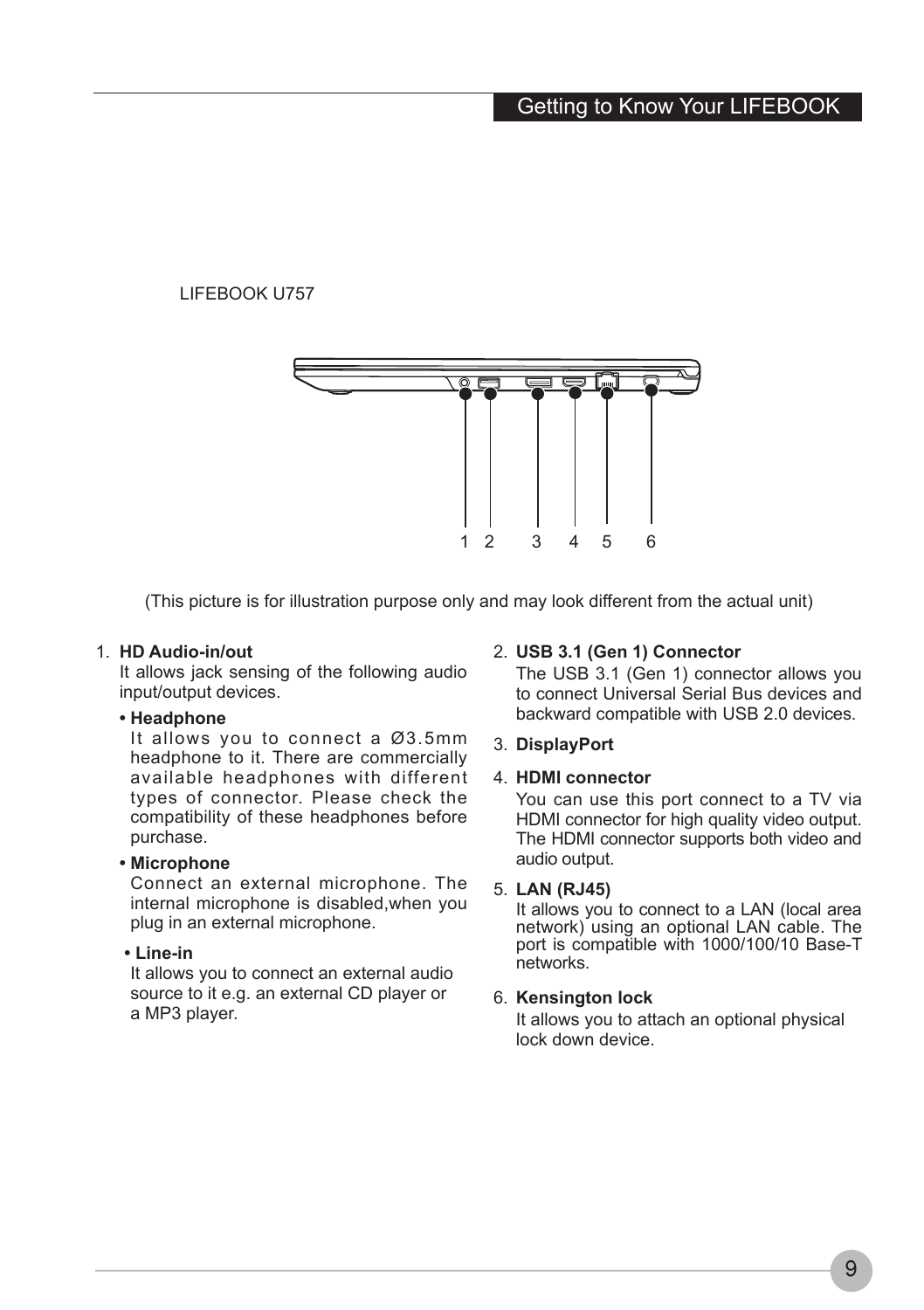LIFEBOOK U757

1 2 3 4 5 6

(This picture is for illustration purpose only and may look different from the actual unit)

1. **HD Audio-in/out**
   It allows jack sensing of the following audio input/output devices.
   - **Headphone**
     It allows you to connect a Ø3.5mm headphone to it. There are commercially available headphones with different types of connector. Please check the compatibility of these headphones before purchase.
   - **Microphone**
     Connect an external microphone. The internal microphone is disabled,when you plug in an external microphone.
   - **Line-in**
     It allows you to connect an external audio source to it e.g. an external CD player or a MP3 player.

2. **USB 3.1 (Gen 1) Connector**
   The USB 3.1 (Gen 1) connector allows you to connect Universal Serial Bus devices and backward compatible with USB 2.0 devices.

3. **DisplayPort**

4. **HDMI connector**
   You can use this port connect to a TV via HDMI connector for high quality video output. The HDMI connector supports both video and audio output.

5. **LAN (RJ45)**
   It allows you to connect to a LAN (local area network) using an optional LAN cable. The port is compatible with 1000/100/10 Base-T networks.

6. **Kensington lock**
   It allows you to attach an optional physical lock down device.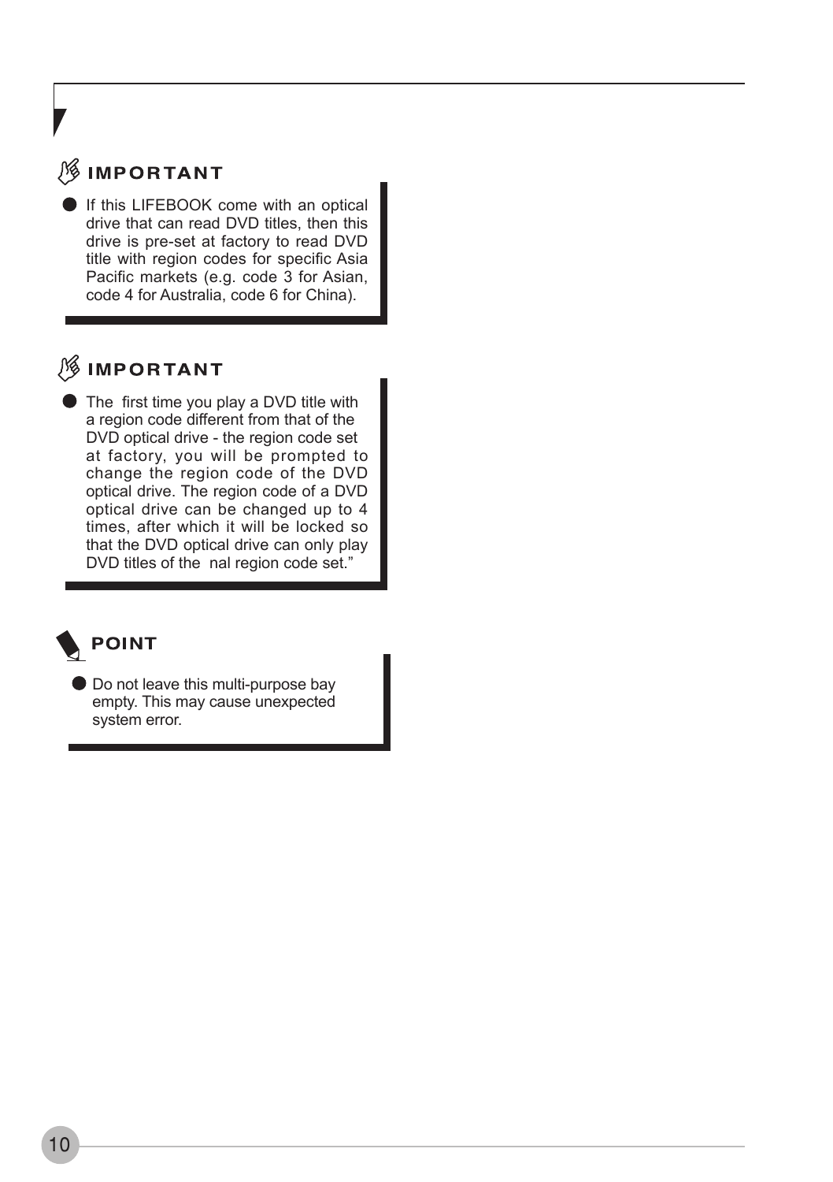### IMPORTANT

- If this LIFEBOOK come with an optical drive that can read DVD titles, then this drive is pre-set at factory to read DVD title with region codes for specific Asia Pacific markets (e.g. code 3 for Asian, code 4 for Australia, code 6 for China).

### IMPORTANT

- The  first time you play a DVD title with a region code different from that of the DVD optical drive - the region code set at factory, you will be prompted to change the region code of the DVD optical drive. The region code of a DVD optical drive can be changed up to 4 times, after which it will be locked so that the DVD optical drive can only play DVD titles of the  nal region code set."

### POINT

- Do not leave this multi-purpose bay empty. This may cause unexpected system error.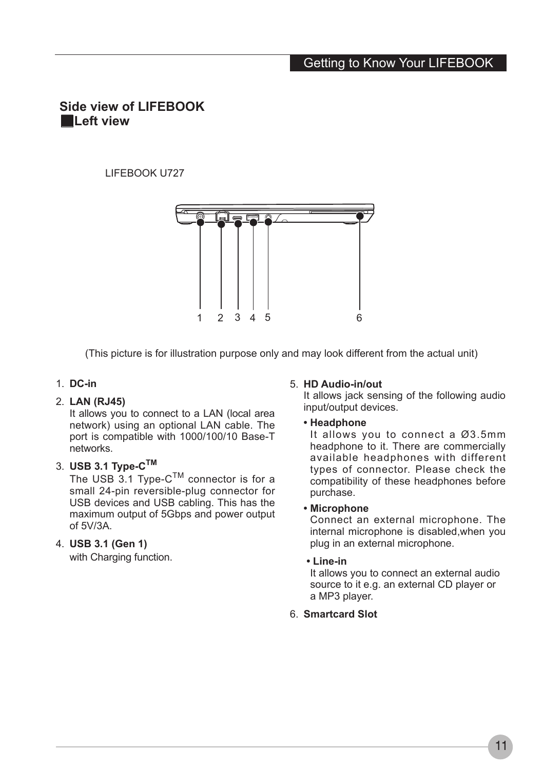## Side view of LIFEBOOK

### Left view

LIFEBOOK U727

1 2 3 4 5 6

(This picture is for illustration purpose only and may look different from the actual unit)

1. **DC-in**
2. **LAN (RJ45)**
   It allows you to connect to a LAN (local area network) using an optional LAN cable. The port is compatible with 1000/100/10 Base-T networks.
3. **USB 3.1 Type-C$^{TM}$**
   The USB 3.1 Type-C$^{TM}$ connector is for a small 24-pin reversible-plug connector for USB devices and USB cabling. This has the maximum output of 5Gbps and power output of 5V/3A.
4. **USB 3.1 (Gen 1)**
   with Charging function.
5. **HD Audio-in/out**
   It allows jack sensing of the following audio input/output devices.
   - **Headphone**
     It allows you to connect a Ø3.5mm headphone to it. There are commercially available headphones with different types of connector. Please check the compatibility of these headphones before purchase.
   - **Microphone**
     Connect an external microphone. The internal microphone is disabled,when you plug in an external microphone.
   - **Line-in**
     It allows you to connect an external audio source to it e.g. an external CD player or a MP3 player.
6. **Smartcard Slot**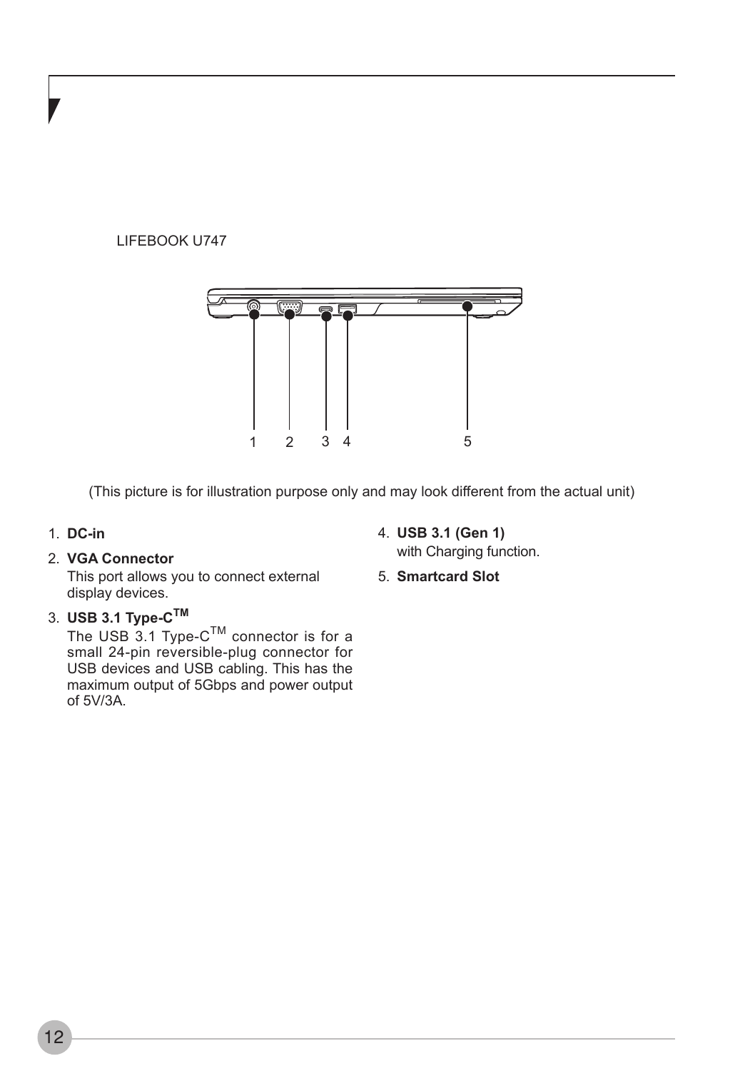LIFEBOOK U747

1 2 3 4 5

(This picture is for illustration purpose only and may look different from the actual unit)

1. **DC-in**
2. **VGA Connector**
   This port allows you to connect external display devices.
3. **USB 3.1 Type-C™**
   The USB 3.1 Type-C™ connector is for a small 24-pin reversible-plug connector for USB devices and USB cabling. This has the maximum output of 5Gbps and power output of 5V/3A.
4. **USB 3.1 (Gen 1)**
   with Charging function.
5. **Smartcard Slot**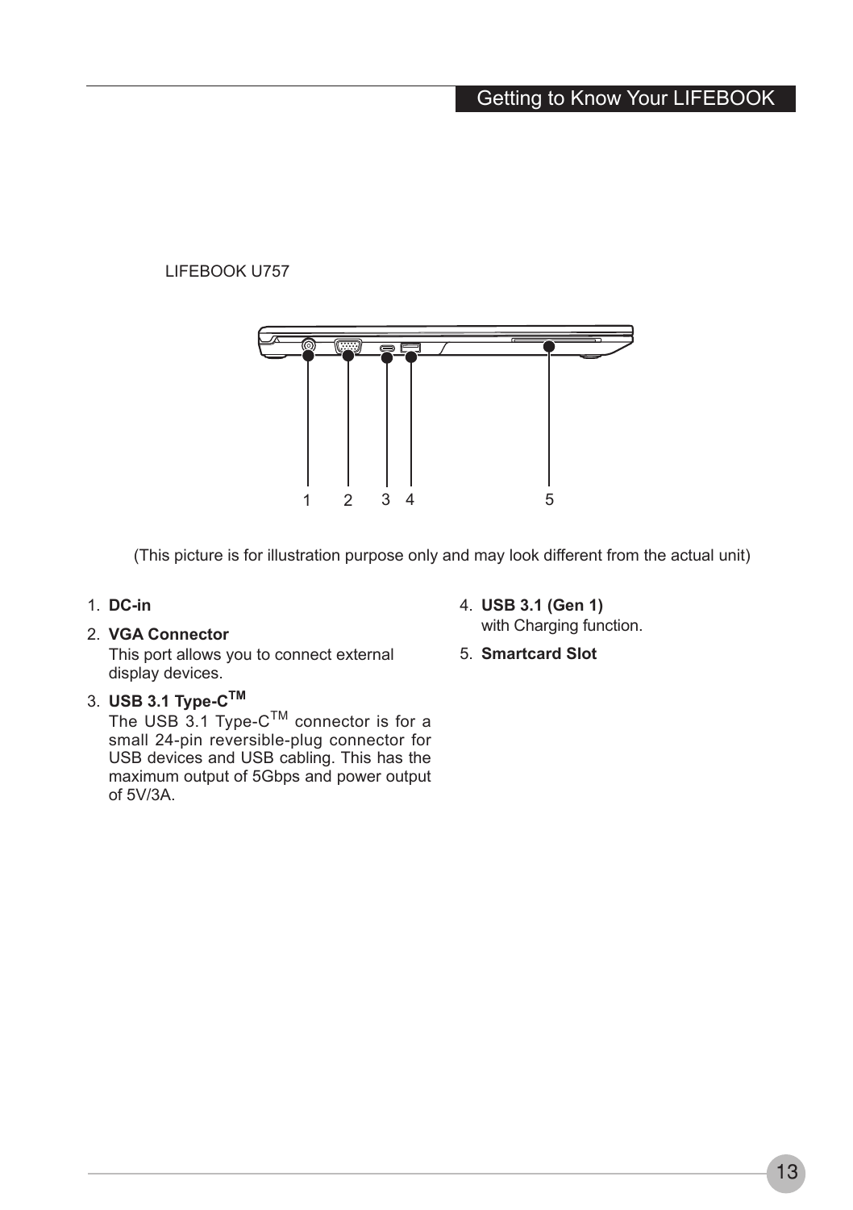LIFEBOOK U757

(This picture is for illustration purpose only and may look different from the actual unit)

1. **DC-in**
2. **VGA Connector**
   This port allows you to connect external display devices.
3. **USB 3.1 Type-C™**
   The USB 3.1 Type-C™ connector is for a small 24-pin reversible-plug connector for USB devices and USB cabling. This has the maximum output of 5Gbps and power output of 5V/3A.
4. **USB 3.1 (Gen 1)**
   with Charging function.
5. **Smartcard Slot**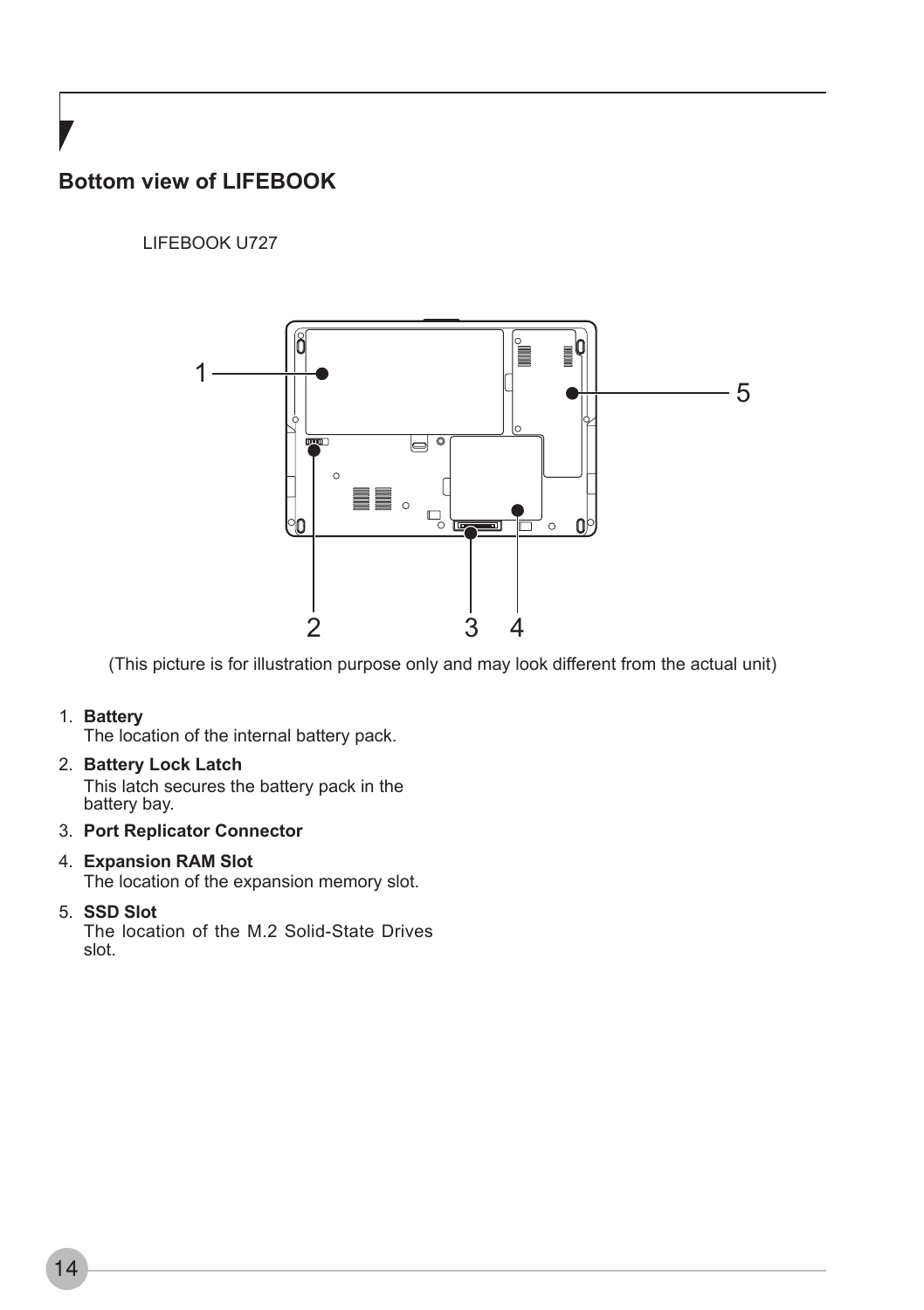## Bottom view of LIFEBOOK

LIFEBOOK U727

(This picture is for illustration purpose only and may look different from the actual unit)

1. **Battery**
   The location of the internal battery pack.
2. **Battery Lock Latch**
   This latch secures the battery pack in the battery bay.
3. **Port Replicator Connector**
4. **Expansion RAM Slot**
   The location of the expansion memory slot.
5. **SSD Slot**
   The location of the M.2 Solid-State Drives slot.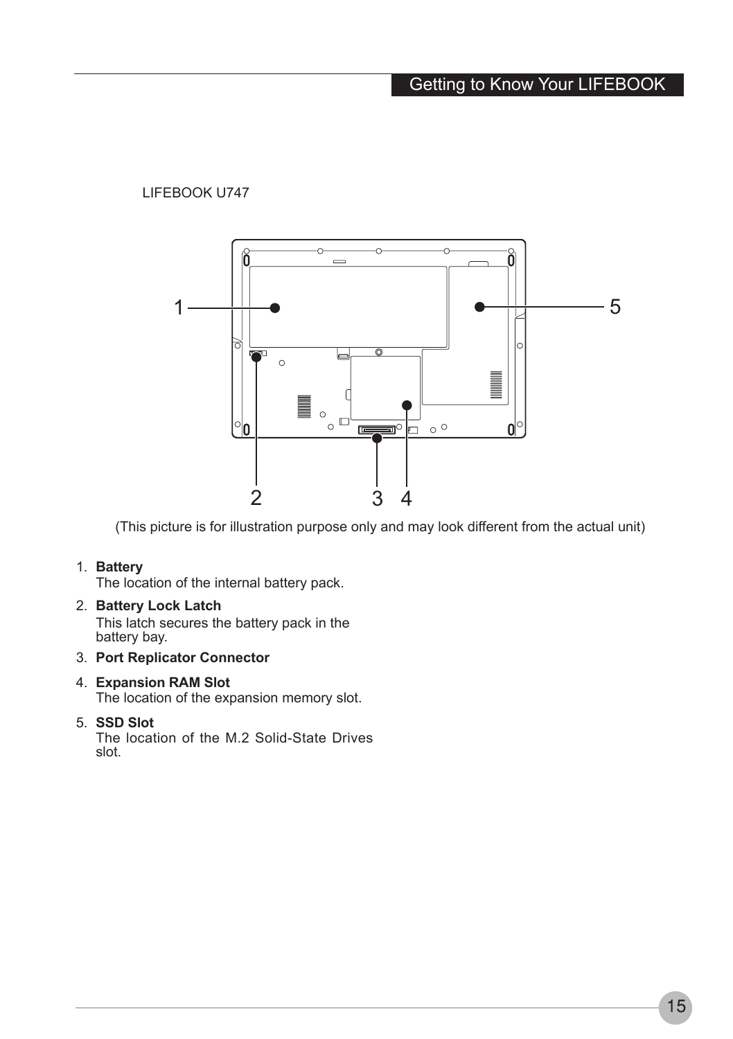LIFEBOOK U747

(This picture is for illustration purpose only and may look different from the actual unit)

1. **Battery**
   The location of the internal battery pack.
2. **Battery Lock Latch**
   This latch secures the battery pack in the battery bay.
3. **Port Replicator Connector**
4. **Expansion RAM Slot**
   The location of the expansion memory slot.
5. **SSD Slot**
   The location of the M.2 Solid-State Drives slot.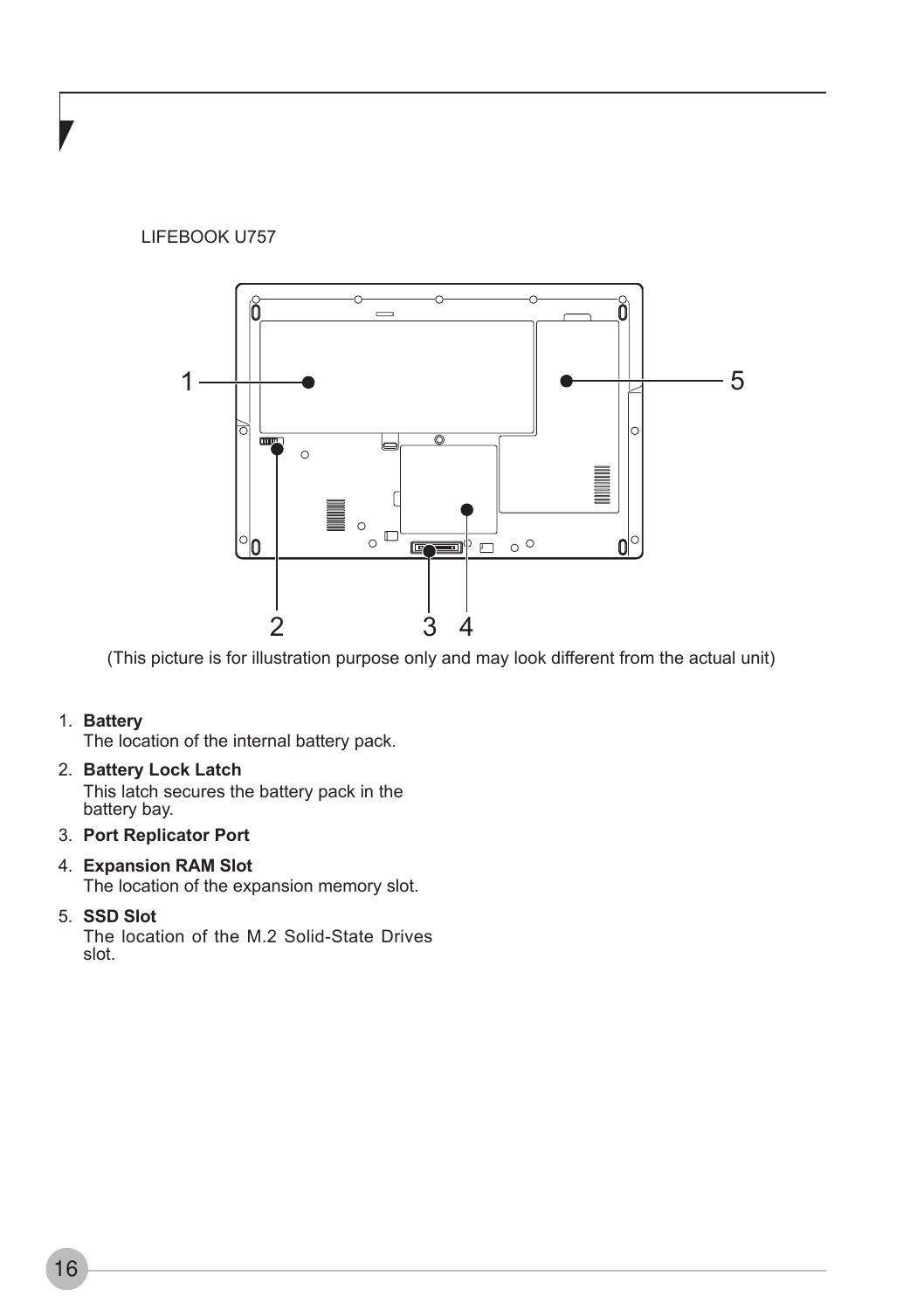LIFEBOOK U757

(This picture is for illustration purpose only and may look different from the actual unit)

1. **Battery**
   The location of the internal battery pack.
2. **Battery Lock Latch**
   This latch secures the battery pack in the battery bay.
3. **Port Replicator Port**
4. **Expansion RAM Slot**
   The location of the expansion memory slot.
5. **SSD Slot**
   The location of the M.2 Solid-State Drives slot.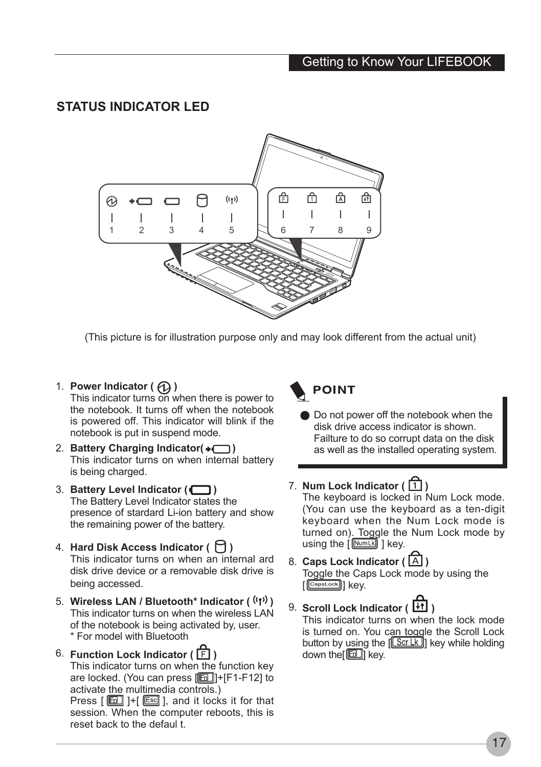## STATUS INDICATOR LED

(This picture is for illustration purpose only and may look different from the actual unit)

1. **Power Indicator ( )**
   This indicator turns on when there is power to the notebook. It turns off when the notebook is powered off. This indicator will blink if the notebook is put in suspend mode.
2. **Battery Charging Indicator( )**
   This indicator turns on when internal battery is being charged.
3. **Battery Level Indicator ( )**
   The Battery Level Indicator states the presence of stardard Li-ion battery and show the remaining power of the battery.
4. **Hard Disk Access Indicator ( )**
   This indicator turns on when an internal ard disk drive device or a removable disk drive is being accessed.
5. **Wireless LAN / Bluetooth* Indicator ( )**
   This indicator turns on when the wireless LAN of the notebook is being activated by, user.
   * For model with Bluetooth
6. **Function Lock Indicator ( F )**
   This indicator turns on when the function key are locked. (You can press [Fn]+[F1-F12] to activate the multimedia controls.)
   Press [ Fn ]+[ Esc ], and it locks it for that session. When the computer reboots, this is reset back to the defaul t.

**POINT**

- Do not power off the notebook when the disk drive access indicator is shown. Failture to do so corrupt data on the disk as well as the installed operating system.

7. **Num Lock Indicator ( 1 )**
   The keyboard is locked in Num Lock mode. (You can use the keyboard as a ten-digit keyboard when the Num Lock mode is turned on). Toggle the Num Lock mode by using the [ NumLk ] key.
8. **Caps Lock Indicator ( A )**
   Toggle the Caps Lock mode by using the [CapsLock] key.
9. **Scroll Lock Indicator ( )**
   This indicator turns on when the lock mode is turned on. You can toggle the Scroll Lock button by using the [Scr Lk] key while holding down the[Fn] key.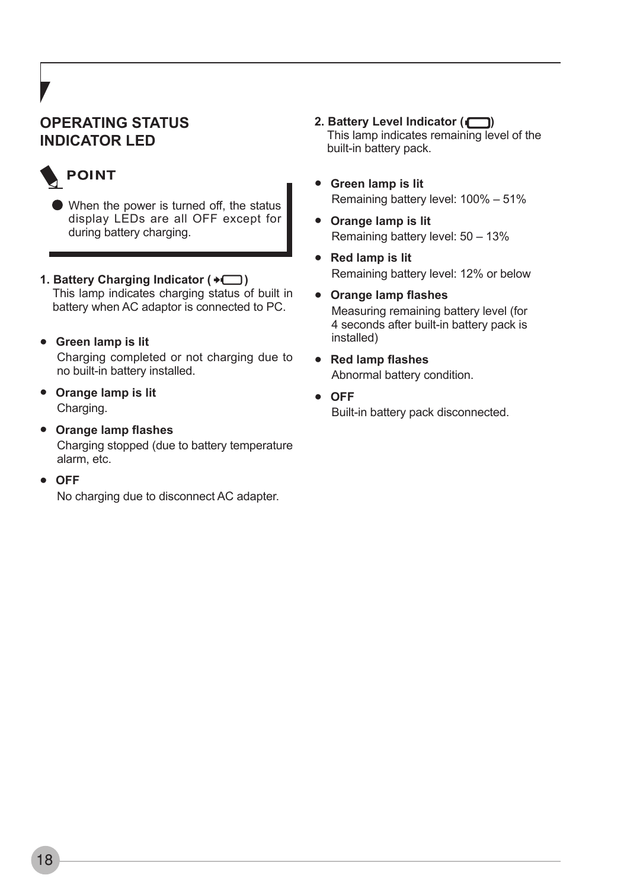## OPERATING STATUS INDICATOR LED

**POINT**

- When the power is turned off, the status display LEDs are all OFF except for during battery charging.

**1. Battery Charging Indicator ( )**
This lamp indicates charging status of built in battery when AC adaptor is connected to PC.

- **Green lamp is lit**
  Charging completed or not charging due to no built-in battery installed.
- **Orange lamp is lit**
  Charging.
- **Orange lamp flashes**
  Charging stopped (due to battery temperature alarm, etc.
- **OFF**
  No charging due to disconnect AC adapter.

**2. Battery Level Indicator ( )**
This lamp indicates remaining level of the built-in battery pack.

- **Green lamp is lit**
  Remaining battery level: 100% – 51%
- **Orange lamp is lit**
  Remaining battery level: 50 – 13%
- **Red lamp is lit**
  Remaining battery level: 12% or below
- **Orange lamp flashes**
  Measuring remaining battery level (for 4 seconds after built-in battery pack is installed)
- **Red lamp flashes**
  Abnormal battery condition.
- **OFF**
  Built-in battery pack disconnected.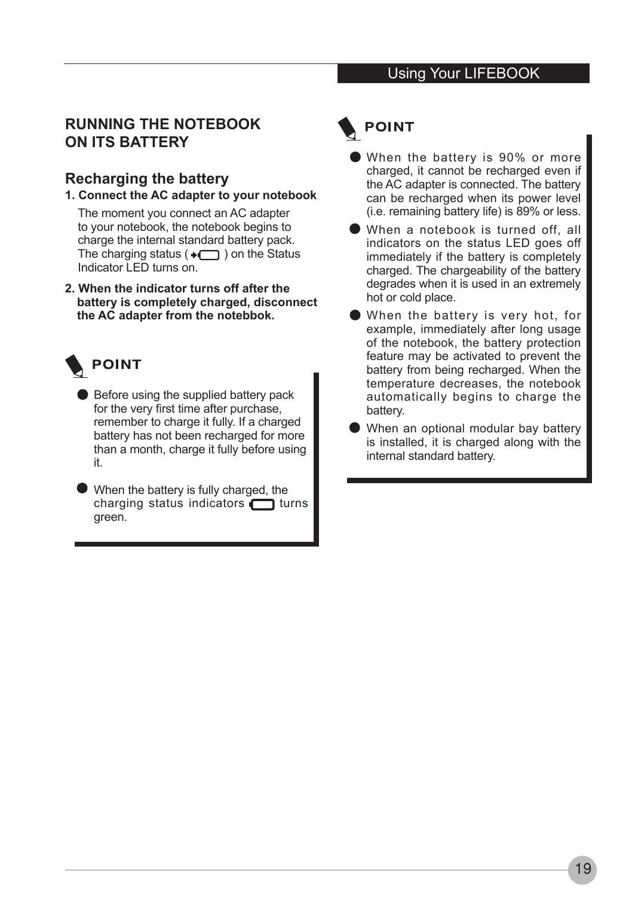## RUNNING THE NOTEBOOK ON ITS BATTERY

### Recharging the battery

**1. Connect the AC adapter to your notebook**

The moment you connect an AC adapter to your notebook, the notebook begins to charge the internal standard battery pack. The charging status ( ) on the Status Indicator LED turns on.

**2. When the indicator turns off after the battery is completely charged, disconnect the AC adapter from the notebbok.**

**POINT**

- Before using the supplied battery pack for the very first time after purchase, remember to charge it fully. If a charged battery has not been recharged for more than a month, charge it fully before using it.
- When the battery is fully charged, the charging status indicators turns green.

**POINT**

- When the battery is 90% or more charged, it cannot be recharged even if the AC adapter is connected. The battery can be recharged when its power level (i.e. remaining battery life) is 89% or less.
- When a notebook is turned off, all indicators on the status LED goes off immediately if the battery is completely charged. The chargeability of the battery degrades when it is used in an extremely hot or cold place.
- When the battery is very hot, for example, immediately after long usage of the notebook, the battery protection feature may be activated to prevent the battery from being recharged. When the temperature decreases, the notebook automatically begins to charge the battery.
- When an optional modular bay battery is installed, it is charged along with the internal standard battery.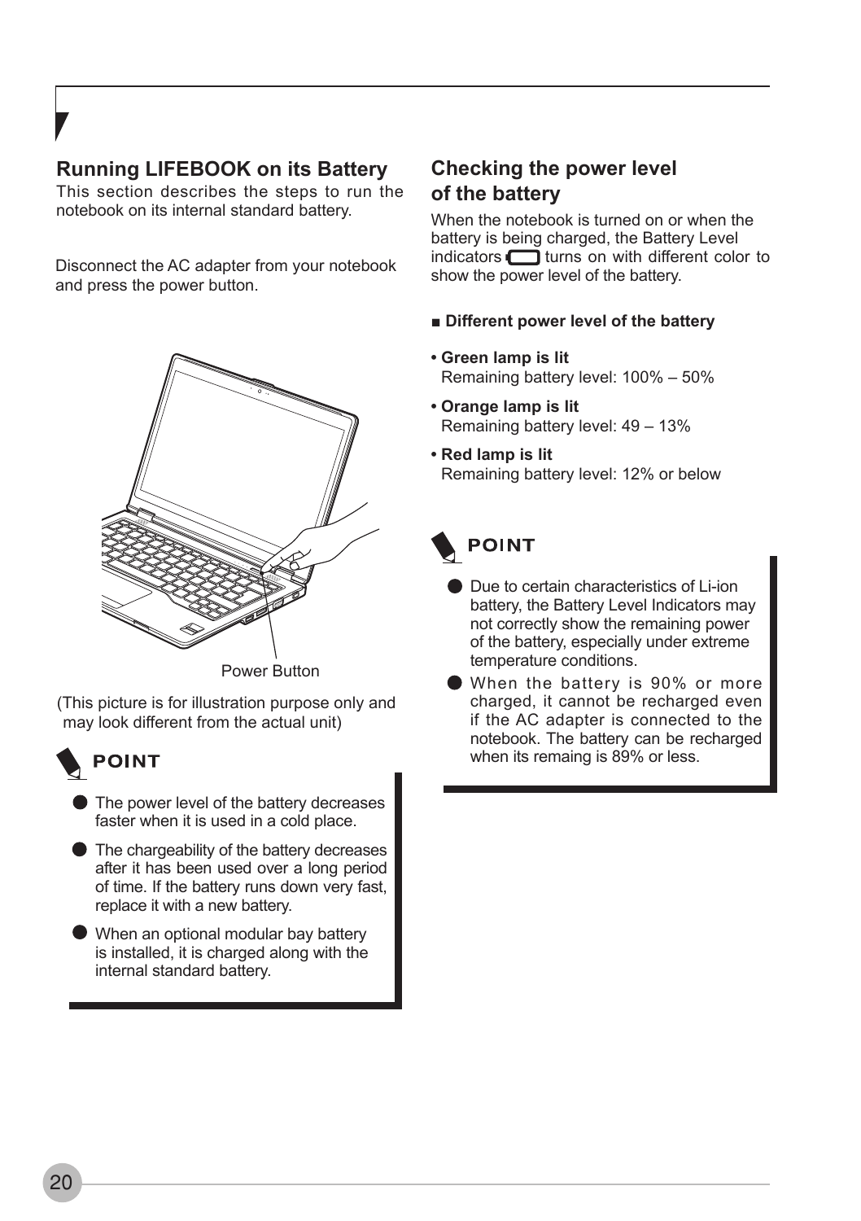## Running LIFEBOOK on its Battery

This section describes the steps to run the notebook on its internal standard battery.

Disconnect the AC adapter from your notebook and press the power button.

Power Button

(This picture is for illustration purpose only and may look different from the actual unit)

**POINT**

- The power level of the battery decreases faster when it is used in a cold place.
- The chargeability of the battery decreases after it has been used over a long period of time. If the battery runs down very fast, replace it with a new battery.
- When an optional modular bay battery is installed, it is charged along with the internal standard battery.

## Checking the power level of the battery

When the notebook is turned on or when the battery is being charged, the Battery Level indicators turns on with different color to show the power level of the battery.

■ **Different power level of the battery**

- **Green lamp is lit**
  Remaining battery level: 100% – 50%
- **Orange lamp is lit**
  Remaining battery level: 49 – 13%
- **Red lamp is lit**
  Remaining battery level: 12% or below

**POINT**

- Due to certain characteristics of Li-ion battery, the Battery Level Indicators may not correctly show the remaining power of the battery, especially under extreme temperature conditions.
- When the battery is 90% or more charged, it cannot be recharged even if the AC adapter is connected to the notebook. The battery can be recharged when its remaing is 89% or less.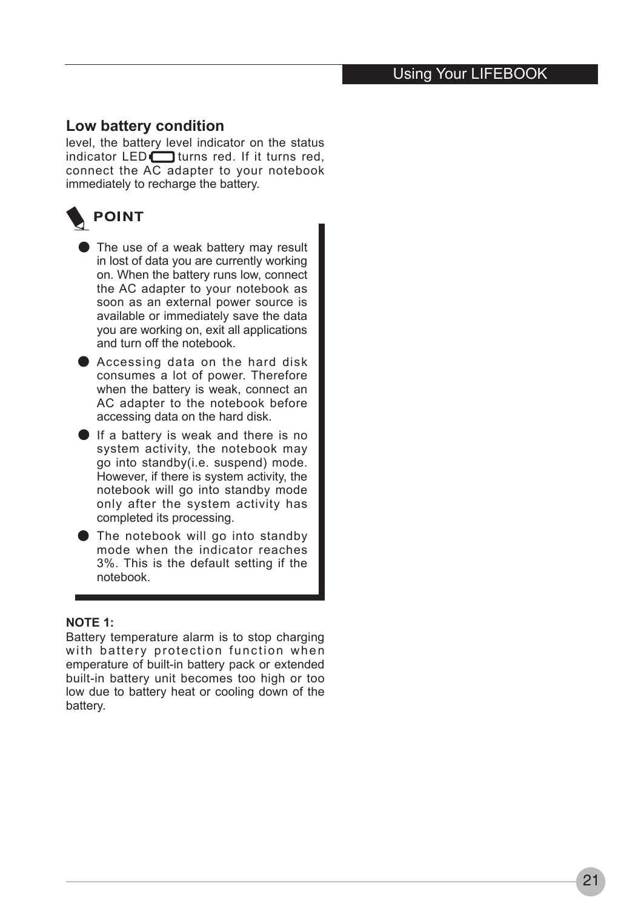## Low battery condition

level, the battery level indicator on the status indicator LED turns red. If it turns red, connect the AC adapter to your notebook immediately to recharge the battery.

**POINT**

- The use of a weak battery may result in lost of data you are currently working on. When the battery runs low, connect the AC adapter to your notebook as soon as an external power source is available or immediately save the data you are working on, exit all applications and turn off the notebook.
- Accessing data on the hard disk consumes a lot of power. Therefore when the battery is weak, connect an AC adapter to the notebook before accessing data on the hard disk.
- If a battery is weak and there is no system activity, the notebook may go into standby(i.e. suspend) mode. However, if there is system activity, the notebook will go into standby mode only after the system activity has completed its processing.
- The notebook will go into standby mode when the indicator reaches 3%. This is the default setting if the notebook.

**NOTE 1:**

Battery temperature alarm is to stop charging with battery protection function when emperature of built-in battery pack or extended built-in battery unit becomes too high or too low due to battery heat or cooling down of the battery.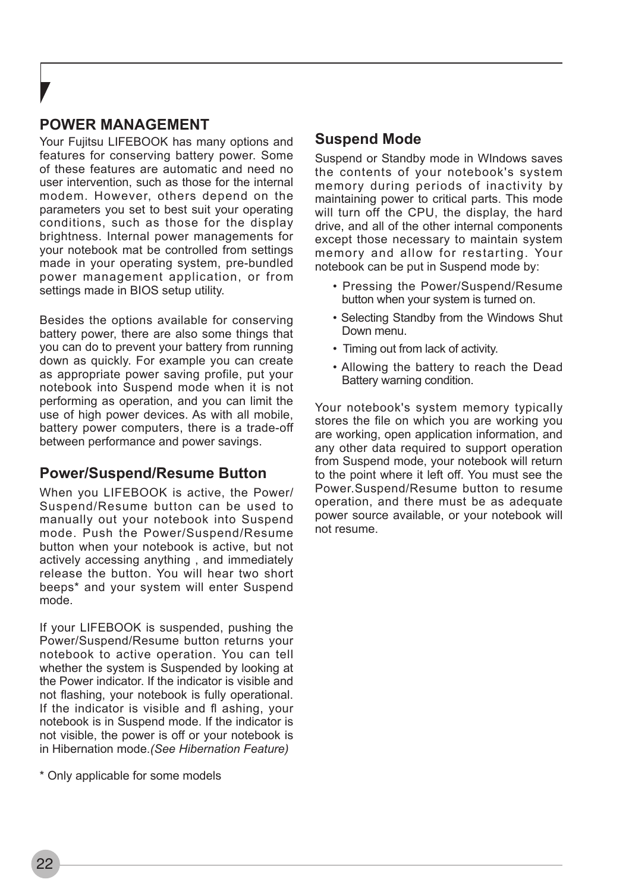## POWER MANAGEMENT

Your Fujitsu LIFEBOOK has many options and features for conserving battery power. Some of these features are automatic and need no user intervention, such as those for the internal modem. However, others depend on the parameters you set to best suit your operating conditions, such as those for the display brightness. Internal power managements for your notebook mat be controlled from settings made in your operating system, pre-bundled power management application, or from settings made in BIOS setup utility.

Besides the options available for conserving battery power, there are also some things that you can do to prevent your battery from running down as quickly. For example you can create as appropriate power saving profile, put your notebook into Suspend mode when it is not performing as operation, and you can limit the use of high power devices. As with all mobile, battery power computers, there is a trade-off between performance and power savings.

### Power/Suspend/Resume Button

When you LIFEBOOK is active, the Power/Suspend/Resume button can be used to manually out your notebook into Suspend mode. Push the Power/Suspend/Resume button when your notebook is active, but not actively accessing anything , and immediately release the button. You will hear two short beeps* and your system will enter Suspend mode.

If your LIFEBOOK is suspended, pushing the Power/Suspend/Resume button returns your notebook to active operation. You can tell whether the system is Suspended by looking at the Power indicator. If the indicator is visible and not flashing, your notebook is fully operational. If the indicator is visible and fl ashing, your notebook is in Suspend mode. If the indicator is not visible, the power is off or your notebook is in Hibernation mode.*(See Hibernation Feature)*

\* Only applicable for some models

### Suspend Mode

Suspend or Standby mode in WIndows saves the contents of your notebook's system memory during periods of inactivity by maintaining power to critical parts. This mode will turn off the CPU, the display, the hard drive, and all of the other internal components except those necessary to maintain system memory and allow for restarting. Your notebook can be put in Suspend mode by:

- Pressing the Power/Suspend/Resume button when your system is turned on.
- Selecting Standby from the Windows Shut Down menu.
- Timing out from lack of activity.
- Allowing the battery to reach the Dead Battery warning condition.

Your notebook's system memory typically stores the file on which you are working you are working, open application information, and any other data required to support operation from Suspend mode, your notebook will return to the point where it left off. You must see the Power.Suspend/Resume button to resume operation, and there must be as adequate power source available, or your notebook will not resume.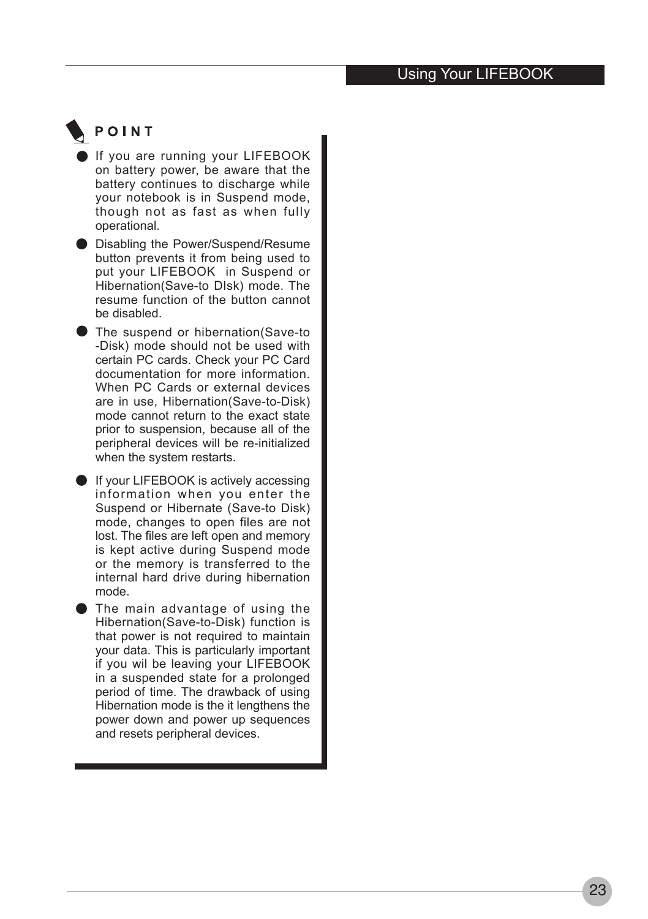**POINT**

- If you are running your LIFEBOOK on battery power, be aware that the battery continues to discharge while your notebook is in Suspend mode, though not as fast as when fully operational.
- Disabling the Power/Suspend/Resume button prevents it from being used to put your LIFEBOOK in Suspend or Hibernation(Save-to DIsk) mode. The resume function of the button cannot be disabled.
- The suspend or hibernation(Save-to -Disk) mode should not be used with certain PC cards. Check your PC Card documentation for more information. When PC Cards or external devices are in use, Hibernation(Save-to-Disk) mode cannot return to the exact state prior to suspension, because all of the peripheral devices will be re-initialized when the system restarts.
- If your LIFEBOOK is actively accessing information when you enter the Suspend or Hibernate (Save-to Disk) mode, changes to open files are not lost. The files are left open and memory is kept active during Suspend mode or the memory is transferred to the internal hard drive during hibernation mode.
- The main advantage of using the Hibernation(Save-to-Disk) function is that power is not required to maintain your data. This is particularly important if you wil be leaving your LIFEBOOK in a suspended state for a prolonged period of time. The drawback of using Hibernation mode is the it lengthens the power down and power up sequences and resets peripheral devices.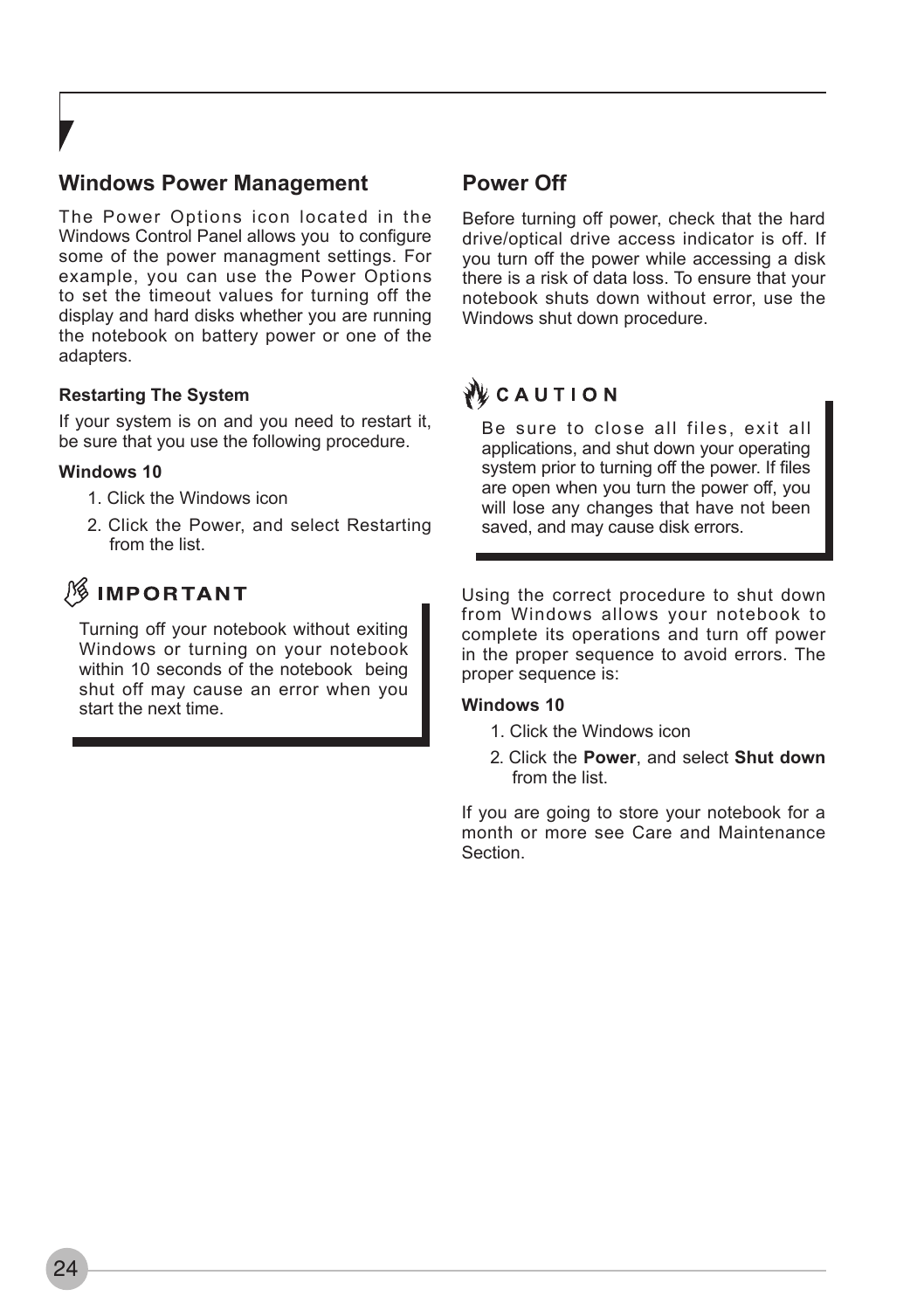## Windows Power Management

The Power Options icon located in the Windows Control Panel allows you to configure some of the power managment settings. For example, you can use the Power Options to set the timeout values for turning off the display and hard disks whether you are running the notebook on battery power or one of the adapters.

### Restarting The System

If your system is on and you need to restart it, be sure that you use the following procedure.

**Windows 10**

1. Click the Windows icon
2. Click the Power, and select Restarting from the list.

**IMPORTANT**

Turning off your notebook without exiting Windows or turning on your notebook within 10 seconds of the notebook being shut off may cause an error when you start the next time.

## Power Off

Before turning off power, check that the hard drive/optical drive access indicator is off. If you turn off the power while accessing a disk there is a risk of data loss. To ensure that your notebook shuts down without error, use the Windows shut down procedure.

**CAUTION**

Be sure to close all files, exit all applications, and shut down your operating system prior to turning off the power. If files are open when you turn the power off, you will lose any changes that have not been saved, and may cause disk errors.

Using the correct procedure to shut down from Windows allows your notebook to complete its operations and turn off power in the proper sequence to avoid errors. The proper sequence is:

**Windows 10**

1. Click the Windows icon
2. Click the **Power**, and select **Shut down** from the list.

If you are going to store your notebook for a month or more see Care and Maintenance Section.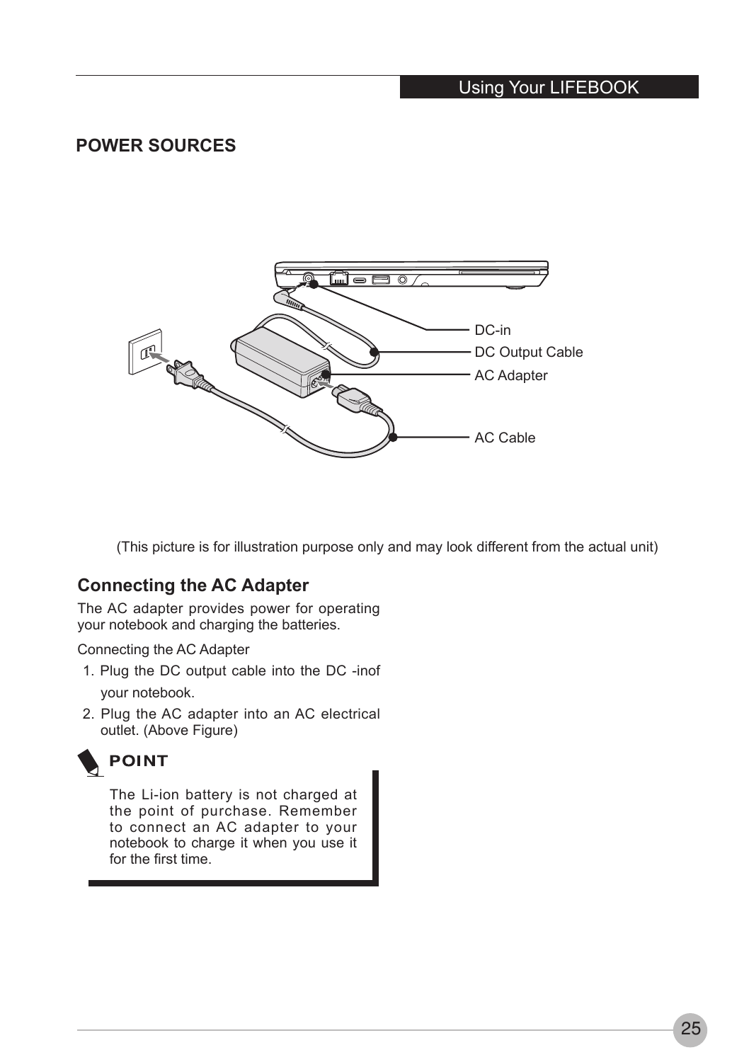## POWER SOURCES

DC-in

DC Output Cable

AC Adapter

AC Cable

(This picture is for illustration purpose only and may look different from the actual unit)

### Connecting the AC Adapter

The AC adapter provides power for operating your notebook and charging the batteries.

Connecting the AC Adapter

1. Plug the DC output cable into the DC -inof your notebook.
2. Plug the AC adapter into an AC electrical outlet. (Above Figure)

**POINT**

The Li-ion battery is not charged at the point of purchase. Remember to connect an AC adapter to your notebook to charge it when you use it for the first time.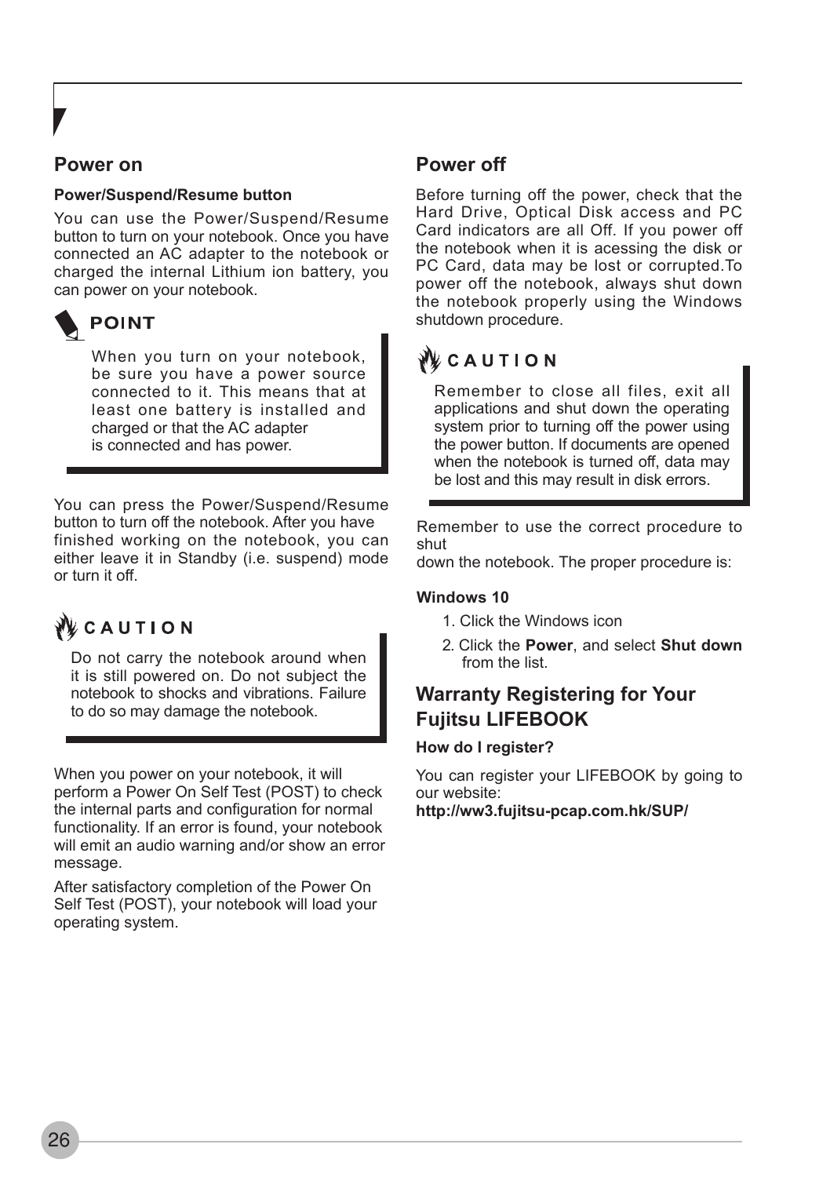## Power on

### Power/Suspend/Resume button

You can use the Power/Suspend/Resume button to turn on your notebook. Once you have connected an AC adapter to the notebook or charged the internal Lithium ion battery, you can power on your notebook.

**POINT**

When you turn on your notebook, be sure you have a power source connected to it. This means that at least one battery is installed and charged or that the AC adapter is connected and has power.

You can press the Power/Suspend/Resume button to turn off the notebook. After you have finished working on the notebook, you can either leave it in Standby (i.e. suspend) mode or turn it off.

**CAUTION**

Do not carry the notebook around when it is still powered on. Do not subject the notebook to shocks and vibrations. Failure to do so may damage the notebook.

When you power on your notebook, it will perform a Power On Self Test (POST) to check the internal parts and configuration for normal functionality. If an error is found, your notebook will emit an audio warning and/or show an error message.

After satisfactory completion of the Power On Self Test (POST), your notebook will load your operating system.

## Power off

Before turning off the power, check that the Hard Drive, Optical Disk access and PC Card indicators are all Off. If you power off the notebook when it is acessing the disk or PC Card, data may be lost or corrupted.To power off the notebook, always shut down the notebook properly using the Windows shutdown procedure.

**CAUTION**

Remember to close all files, exit all applications and shut down the operating system prior to turning off the power using the power button. If documents are opened when the notebook is turned off, data may be lost and this may result in disk errors.

Remember to use the correct procedure to shut
down the notebook. The proper procedure is:

### Windows 10

1. Click the Windows icon
2. Click the **Power**, and select **Shut down** from the list.

## Warranty Registering for Your Fujitsu LIFEBOOK

### How do I register?

You can register your LIFEBOOK by going to our website:
**http://ww3.fujitsu-pcap.com.hk/SUP/**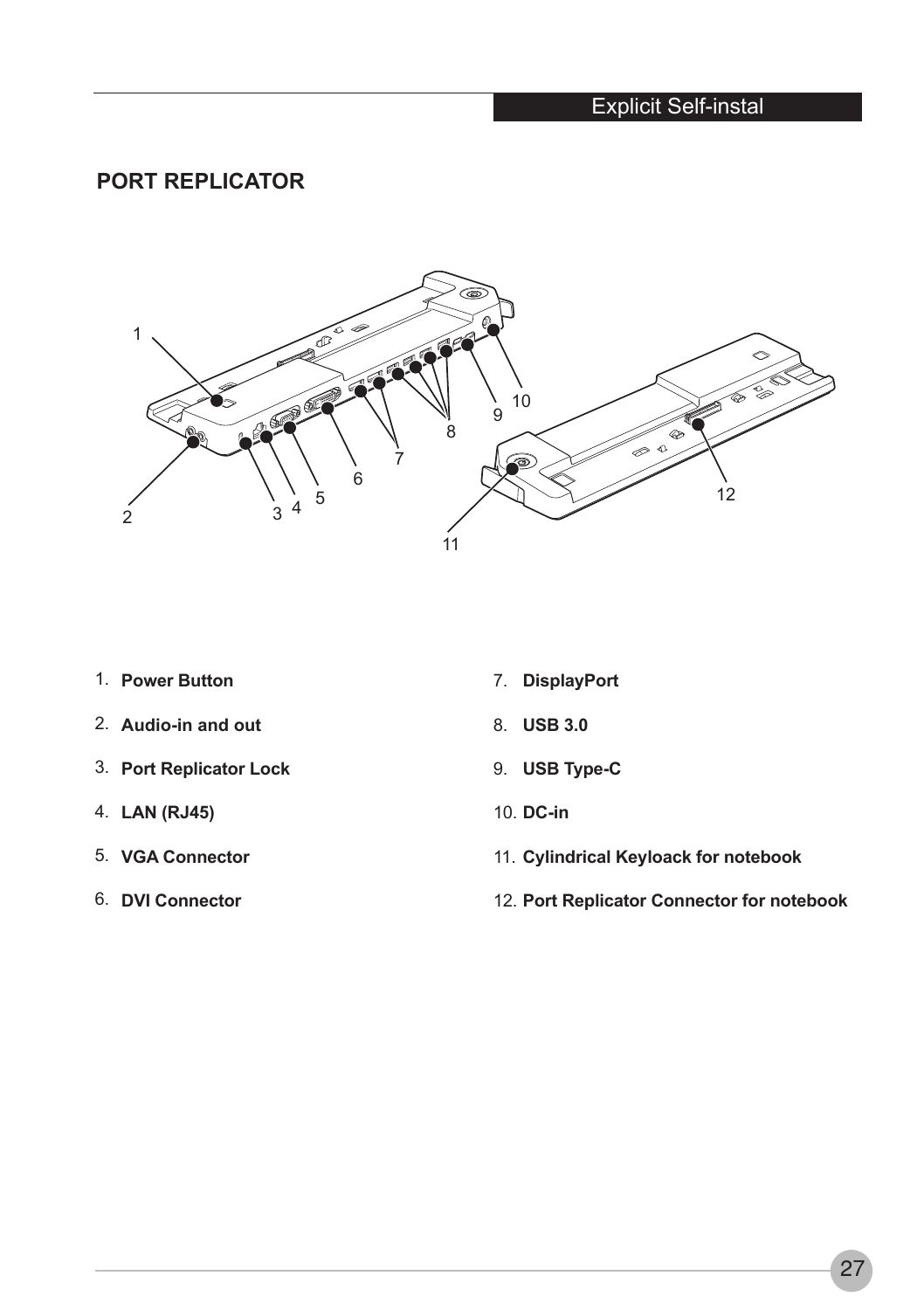## PORT REPLICATOR

1. **Power Button**
2. **Audio-in and out**
3. **Port Replicator Lock**
4. **LAN (RJ45)**
5. **VGA Connector**
6. **DVI Connector**
7. **DisplayPort**
8. **USB 3.0**
9. **USB Type-C**
10. **DC-in**
11. **Cylindrical Keyloack for notebook**
12. **Port Replicator Connector for notebook**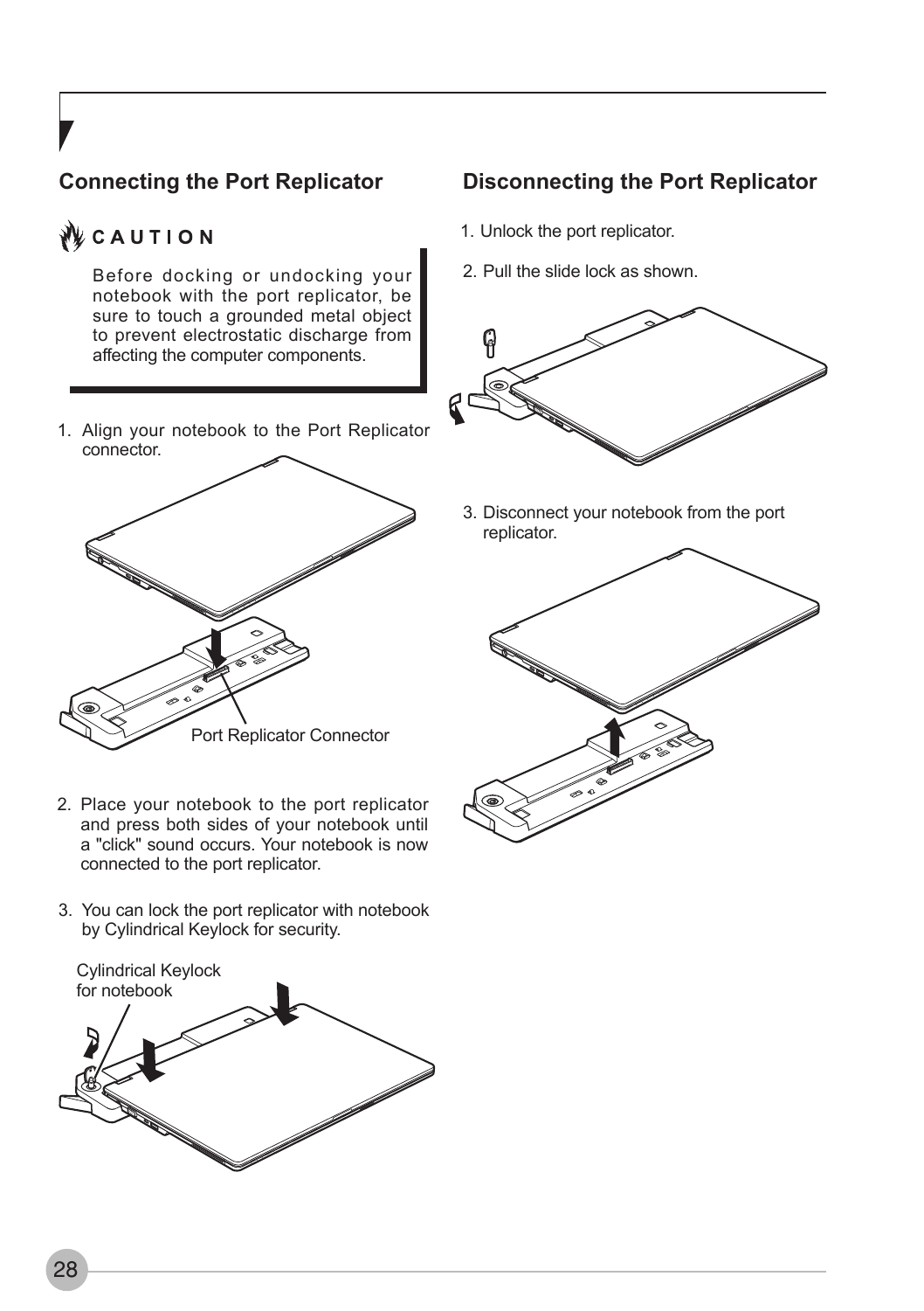## Connecting the Port Replicator

**CAUTION**

Before docking or undocking your notebook with the port replicator, be sure to touch a grounded metal object to prevent electrostatic discharge from affecting the computer components.

1. Align your notebook to the Port Replicator connector.

Port Replicator Connector

2. Place your notebook to the port replicator and press both sides of your notebook until a "click" sound occurs. Your notebook is now connected to the port replicator.

3. You can lock the port replicator with notebook by Cylindrical Keylock for security.

Cylindrical Keylock for notebook

## Disconnecting the Port Replicator

1. Unlock the port replicator.

2. Pull the slide lock as shown.

3. Disconnect your notebook from the port replicator.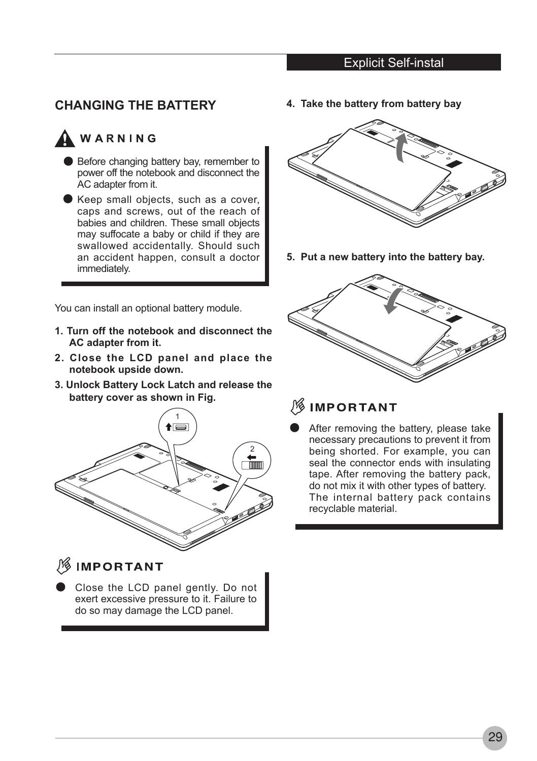## CHANGING THE BATTERY

### WARNING

- Before changing battery bay, remember to power off the notebook and disconnect the AC adapter from it.
- Keep small objects, such as a cover, caps and screws, out of the reach of babies and children. These small objects may suffocate a baby or child if they are swallowed accidentally. Should such an accident happen, consult a doctor immediately.

You can install an optional battery module.

1. **Turn off the notebook and disconnect the AC adapter from it.**
2. **Close the LCD panel and place the notebook upside down.**
3. **Unlock Battery Lock Latch and release the battery cover as shown in Fig.**

### IMPORTANT

- Close the LCD panel gently. Do not exert excessive pressure to it. Failure to do so may damage the LCD panel.

4. **Take the battery from battery bay**

5. **Put a new battery into the battery bay.**

### IMPORTANT

- After removing the battery, please take necessary precautions to prevent it from being shorted. For example, you can seal the connector ends with insulating tape. After removing the battery pack, do not mix it with other types of battery. The internal battery pack contains recyclable material.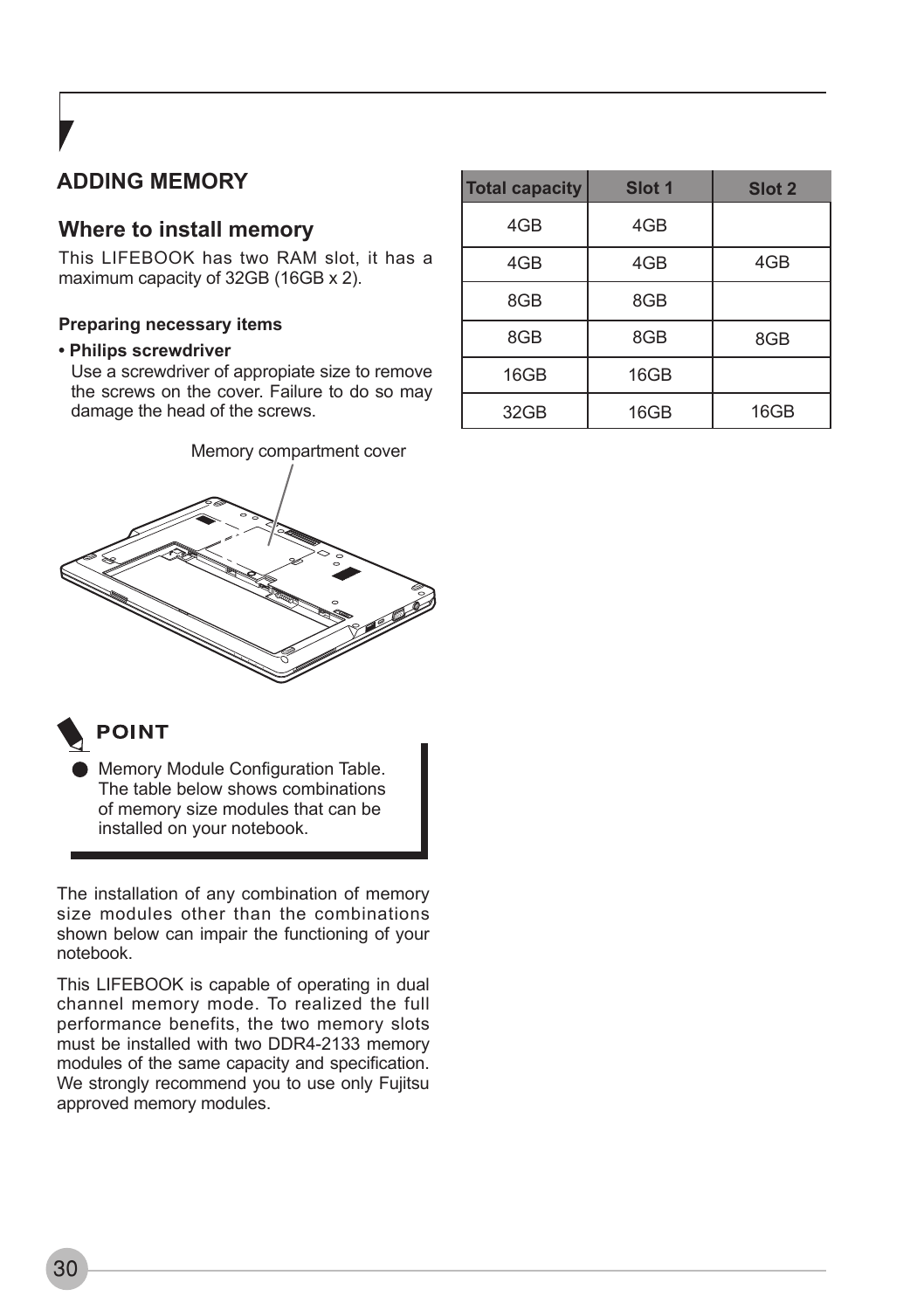## ADDING MEMORY

### Where to install memory

This LIFEBOOK has two RAM slot, it has a maximum capacity of 32GB (16GB x 2).

**Preparing necessary items**

- **Philips screwdriver**
  Use a screwdriver of appropiate size to remove the screws on the cover. Failure to do so may damage the head of the screws.

Memory compartment cover

**POINT**

- Memory Module Configuration Table. The table below shows combinations of memory size modules that can be installed on your notebook.

The installation of any combination of memory size modules other than the combinations shown below can impair the functioning of your notebook.

This LIFEBOOK is capable of operating in dual channel memory mode. To realized the full performance benefits, the two memory slots must be installed with two DDR4-2133 memory modules of the same capacity and specification. We strongly recommend you to use only Fujitsu approved memory modules.

| Total capacity | Slot 1 | Slot 2 |
|---|---|---|
| 4GB | 4GB | |
| 4GB | 4GB | 4GB |
| 8GB | 8GB | |
| 8GB | 8GB | 8GB |
| 16GB | 16GB | |
| 32GB | 16GB | 16GB |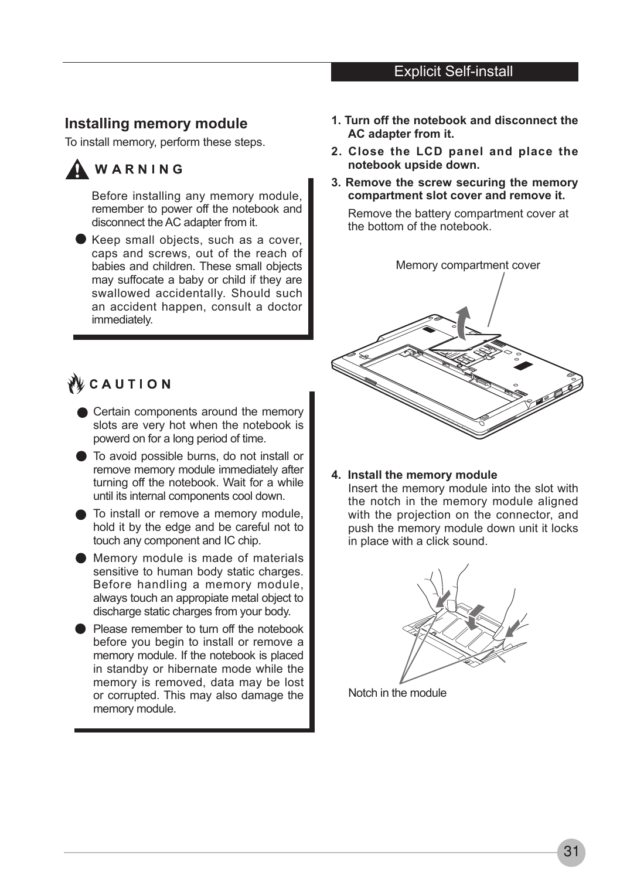## Installing memory module

To install memory, perform these steps.

**WARNING**

Before installing any memory module, remember to power off the notebook and disconnect the AC adapter from it.

- Keep small objects, such as a cover, caps and screws, out of the reach of babies and children. These small objects may suffocate a baby or child if they are swallowed accidentally. Should such an accident happen, consult a doctor immediately.

**CAUTION**

- Certain components around the memory slots are very hot when the notebook is powerd on for a long period of time.
- To avoid possible burns, do not install or remove memory module immediately after turning off the notebook. Wait for a while until its internal components cool down.
- To install or remove a memory module, hold it by the edge and be careful not to touch any component and IC chip.
- Memory module is made of materials sensitive to human body static charges. Before handling a memory module, always touch an appropiate metal object to discharge static charges from your body.
- Please remember to turn off the notebook before you begin to install or remove a memory module. If the notebook is placed in standby or hibernate mode while the memory is removed, data may be lost or corrupted. This may also damage the memory module.

**1. Turn off the notebook and disconnect the AC adapter from it.**

**2. Close the LCD panel and place the notebook upside down.**

**3. Remove the screw securing the memory compartment slot cover and remove it.**

Remove the battery compartment cover at the bottom of the notebook.

Memory compartment cover

**4. Install the memory module**

Insert the memory module into the slot with the notch in the memory module aligned with the projection on the connector, and push the memory module down unit it locks in place with a click sound.

Notch in the module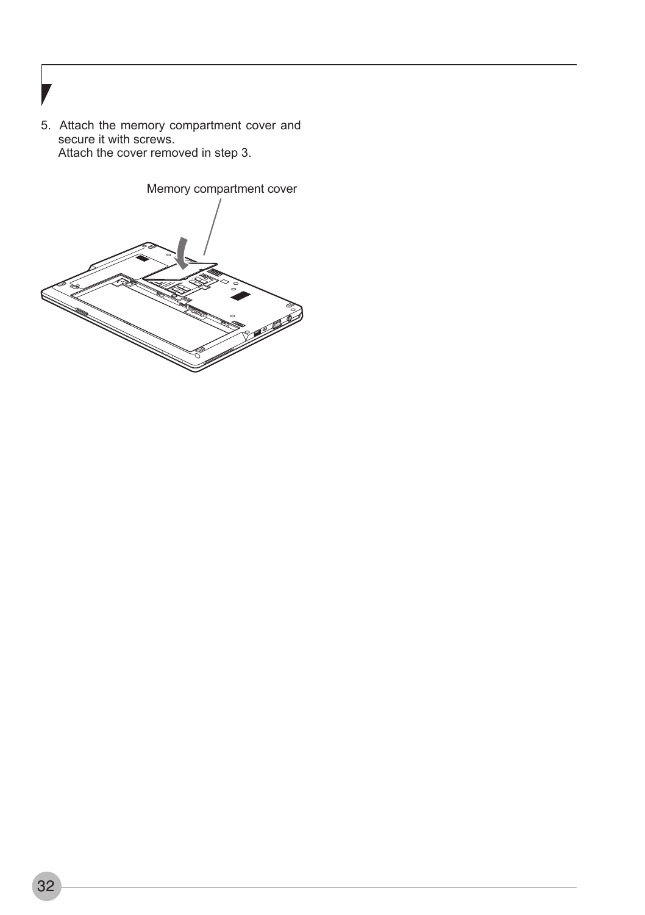5. Attach the memory compartment cover and secure it with screws.
   Attach the cover removed in step 3.

Memory compartment cover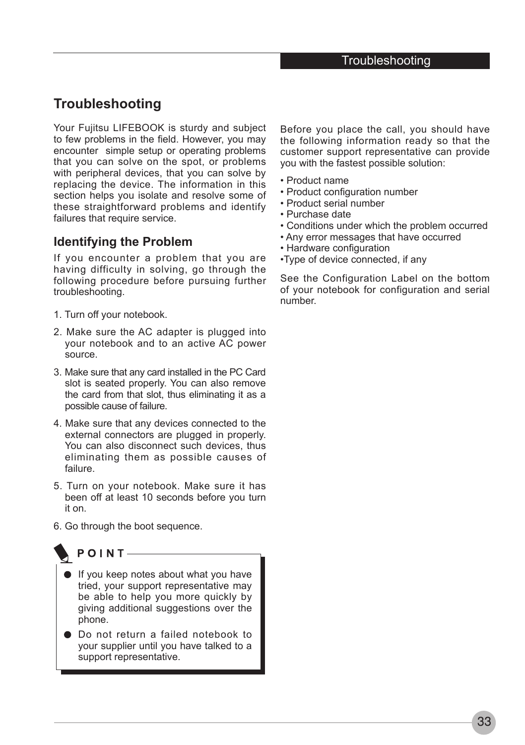# Troubleshooting

Your Fujitsu LIFEBOOK is sturdy and subject to few problems in the field. However, you may encounter simple setup or operating problems that you can solve on the spot, or problems with peripheral devices, that you can solve by replacing the device. The information in this section helps you isolate and resolve some of these straightforward problems and identify failures that require service.

## Identifying the Problem

If you encounter a problem that you are having difficulty in solving, go through the following procedure before pursuing further troubleshooting.

1. Turn off your notebook.
2. Make sure the AC adapter is plugged into your notebook and to an active AC power source.
3. Make sure that any card installed in the PC Card slot is seated properly. You can also remove the card from that slot, thus eliminating it as a possible cause of failure.
4. Make sure that any devices connected to the external connectors are plugged in properly. You can also disconnect such devices, thus eliminating them as possible causes of failure.
5. Turn on your notebook. Make sure it has been off at least 10 seconds before you turn it on.
6. Go through the boot sequence.

**POINT**

- If you keep notes about what you have tried, your support representative may be able to help you more quickly by giving additional suggestions over the phone.
- Do not return a failed notebook to your supplier until you have talked to a support representative.

Before you place the call, you should have the following information ready so that the customer support representative can provide you with the fastest possible solution:

- Product name
- Product configuration number
- Product serial number
- Purchase date
- Conditions under which the problem occurred
- Any error messages that have occurred
- Hardware configuration
- Type of device connected, if any

See the Configuration Label on the bottom of your notebook for configuration and serial number.